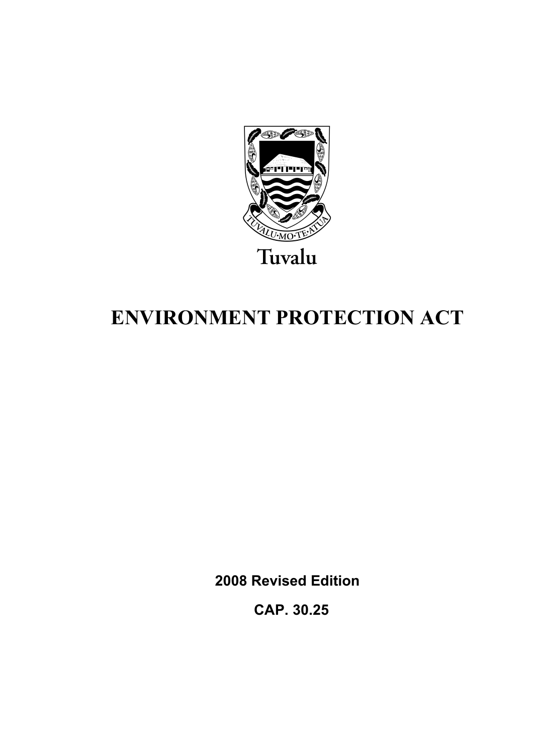TUVALU·MO·TE·ATUA

Tuvalu

# ENVIRONMENT PROTECTION ACT

**2008 Revised Edition**

**CAP. 30.25**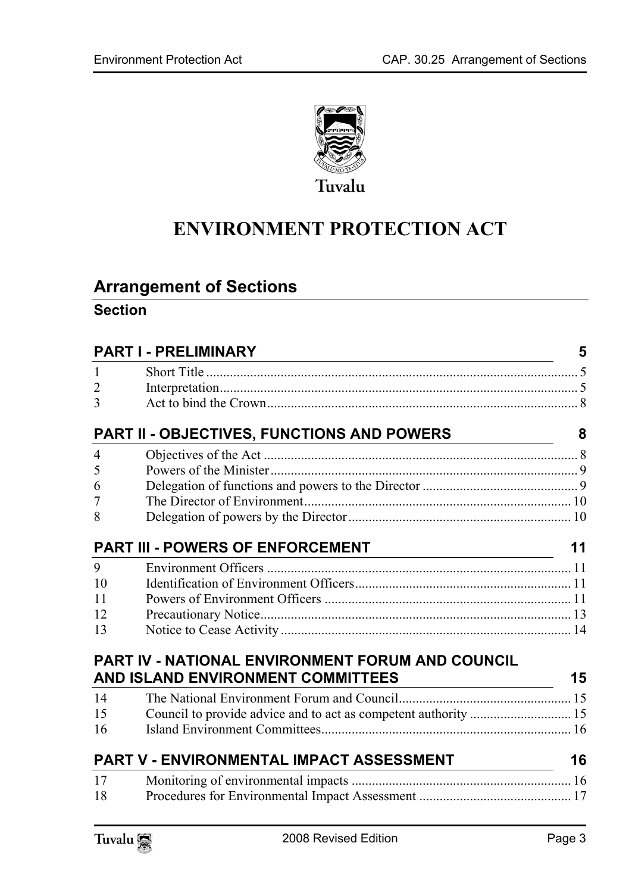Tuvalu

# ENVIRONMENT PROTECTION ACT

## Arrangement of Sections

**Section**

### PART I - PRELIMINARY 5

| | | |
|---|---|---|
| 1 | Short Title | 5 |
| 2 | Interpretation | 5 |
| 3 | Act to bind the Crown | 8 |

### PART II - OBJECTIVES, FUNCTIONS AND POWERS 8

| | | |
|---|---|---|
| 4 | Objectives of the Act | 8 |
| 5 | Powers of the Minister | 9 |
| 6 | Delegation of functions and powers to the Director | 9 |
| 7 | The Director of Environment | 10 |
| 8 | Delegation of powers by the Director | 10 |

### PART III - POWERS OF ENFORCEMENT 11

| | | |
|---|---|---|
| 9 | Environment Officers | 11 |
| 10 | Identification of Environment Officers | 11 |
| 11 | Powers of Environment Officers | 11 |
| 12 | Precautionary Notice | 13 |
| 13 | Notice to Cease Activity | 14 |

### PART IV - NATIONAL ENVIRONMENT FORUM AND COUNCIL AND ISLAND ENVIRONMENT COMMITTEES 15

| | | |
|---|---|---|
| 14 | The National Environment Forum and Council | 15 |
| 15 | Council to provide advice and to act as competent authority | 15 |
| 16 | Island Environment Committees | 16 |

### PART V - ENVIRONMENTAL IMPACT ASSESSMENT 16

| | | |
|---|---|---|
| 17 | Monitoring of environmental impacts | 16 |
| 18 | Procedures for Environmental Impact Assessment | 17 |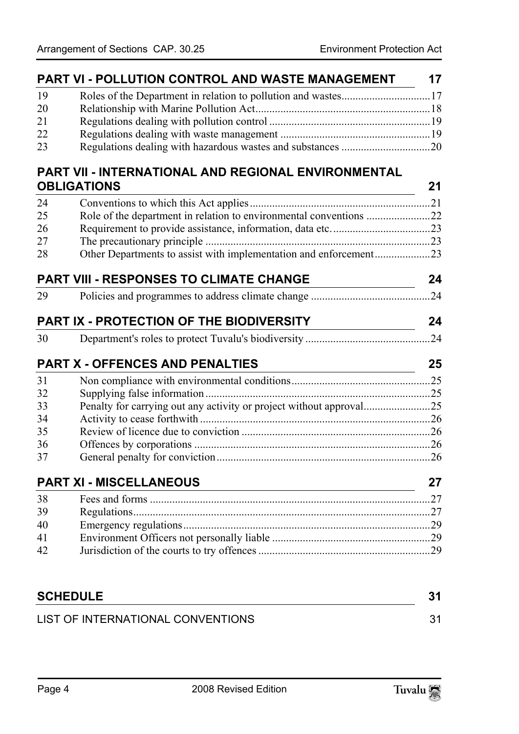## PART VI - POLLUTION CONTROL AND WASTE MANAGEMENT 17

| | | |
|---|---|---|
| 19 | Roles of the Department in relation to pollution and wastes | 17 |
| 20 | Relationship with Marine Pollution Act | 18 |
| 21 | Regulations dealing with pollution control | 19 |
| 22 | Regulations dealing with waste management | 19 |
| 23 | Regulations dealing with hazardous wastes and substances | 20 |

## PART VII - INTERNATIONAL AND REGIONAL ENVIRONMENTAL OBLIGATIONS 21

| | | |
|---|---|---|
| 24 | Conventions to which this Act applies | 21 |
| 25 | Role of the department in relation to environmental conventions | 22 |
| 26 | Requirement to provide assistance, information, data etc. | 23 |
| 27 | The precautionary principle | 23 |
| 28 | Other Departments to assist with implementation and enforcement | 23 |

## PART VIII - RESPONSES TO CLIMATE CHANGE 24

| | | |
|---|---|---|
| 29 | Policies and programmes to address climate change | 24 |

## PART IX - PROTECTION OF THE BIODIVERSITY 24

| | | |
|---|---|---|
| 30 | Department's roles to protect Tuvalu's biodiversity | 24 |

## PART X - OFFENCES AND PENALTIES 25

| | | |
|---|---|---|
| 31 | Non compliance with environmental conditions | 25 |
| 32 | Supplying false information | 25 |
| 33 | Penalty for carrying out any activity or project without approval | 25 |
| 34 | Activity to cease forthwith | 26 |
| 35 | Review of licence due to conviction | 26 |
| 36 | Offences by corporations | 26 |
| 37 | General penalty for conviction | 26 |

## PART XI - MISCELLANEOUS 27

| | | |
|---|---|---|
| 38 | Fees and forms | 27 |
| 39 | Regulations | 27 |
| 40 | Emergency regulations | 29 |
| 41 | Environment Officers not personally liable | 29 |
| 42 | Jurisdiction of the courts to try offences | 29 |

## SCHEDULE 31

LIST OF INTERNATIONAL CONVENTIONS 31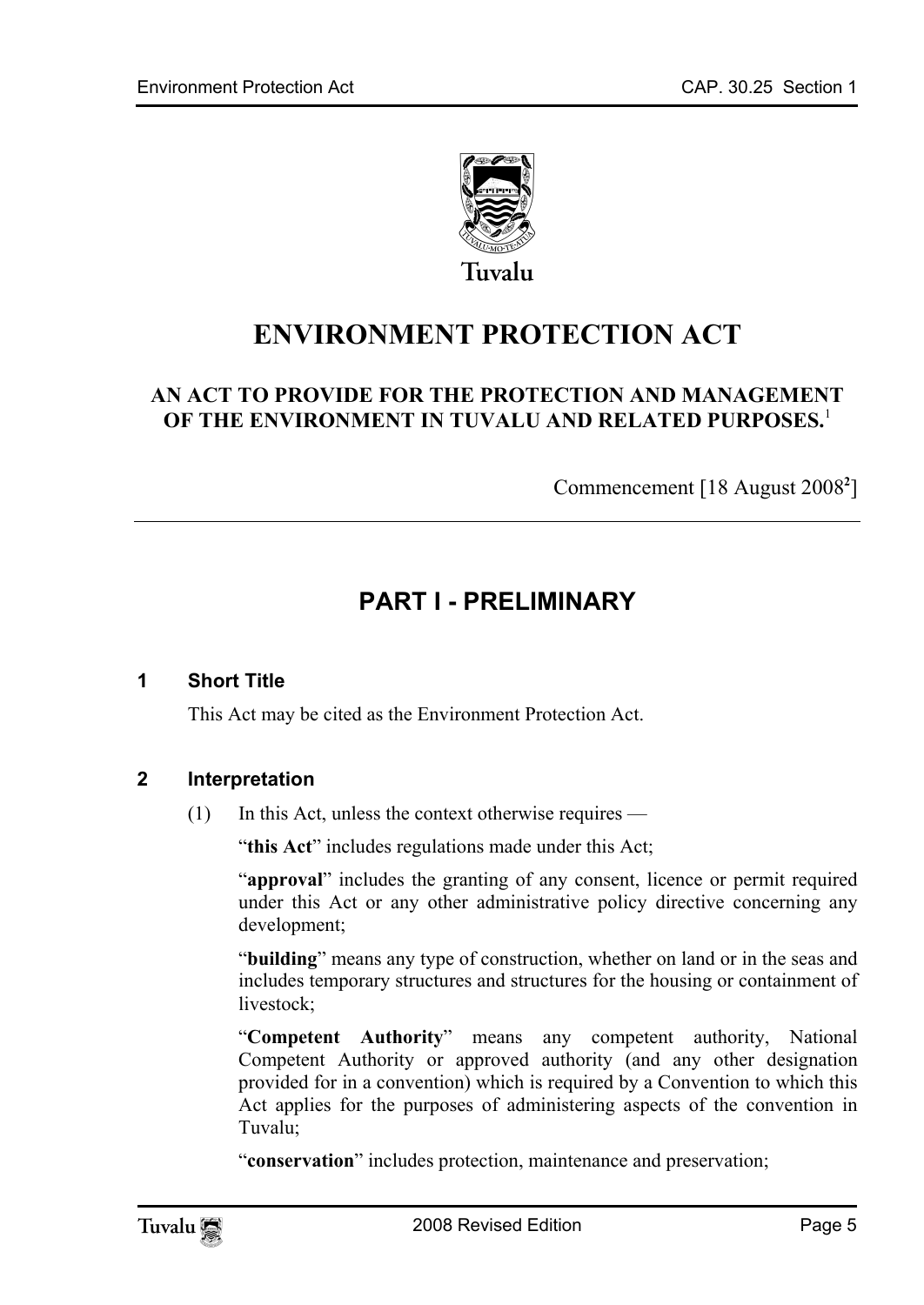Tuvalu

# ENVIRONMENT PROTECTION ACT

### AN ACT TO PROVIDE FOR THE PROTECTION AND MANAGEMENT OF THE ENVIRONMENT IN TUVALU AND RELATED PURPOSES.[1]

Commencement [18 August 2008[2]]

---

## PART I - PRELIMINARY

### 1 Short Title

This Act may be cited as the Environment Protection Act.

### 2 Interpretation

(1) In this Act, unless the context otherwise requires —

"**this Act**" includes regulations made under this Act;

"**approval**" includes the granting of any consent, licence or permit required under this Act or any other administrative policy directive concerning any development;

"**building**" means any type of construction, whether on land or in the seas and includes temporary structures and structures for the housing or containment of livestock;

"**Competent Authority**" means any competent authority, National Competent Authority or approved authority (and any other designation provided for in a convention) which is required by a Convention to which this Act applies for the purposes of administering aspects of the convention in Tuvalu;

"**conservation**" includes protection, maintenance and preservation;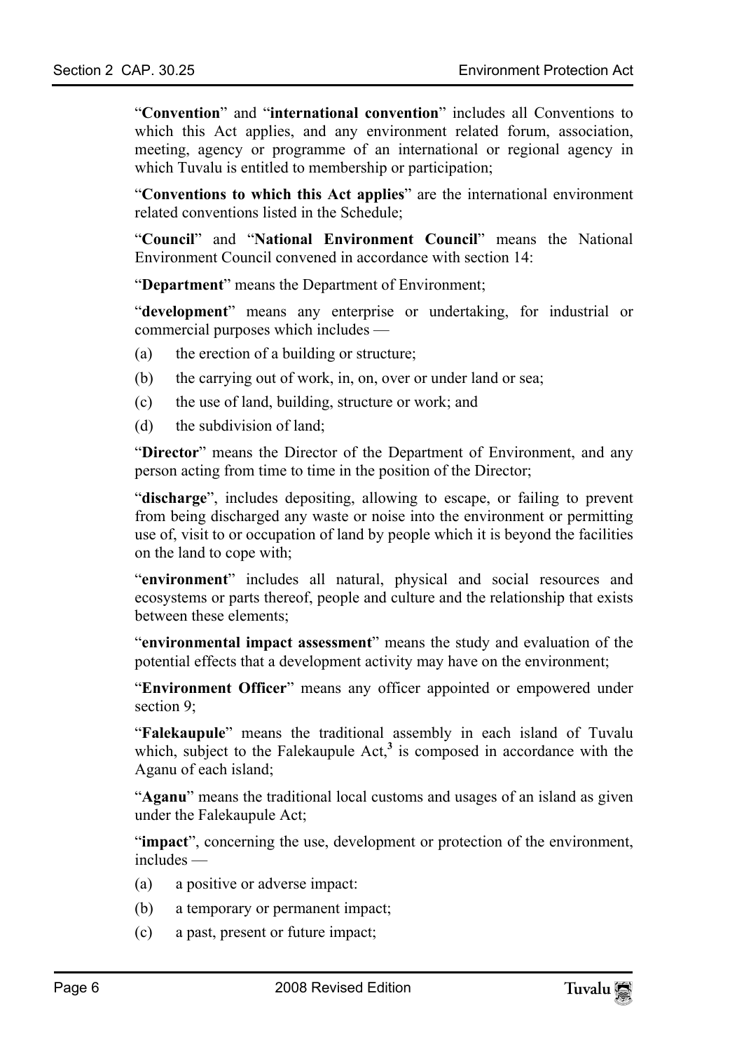"**Convention**" and "**international convention**" includes all Conventions to which this Act applies, and any environment related forum, association, meeting, agency or programme of an international or regional agency in which Tuvalu is entitled to membership or participation;

"**Conventions to which this Act applies**" are the international environment related conventions listed in the Schedule;

"**Council**" and "**National Environment Council**" means the National Environment Council convened in accordance with section 14:

"**Department**" means the Department of Environment;

"**development**" means any enterprise or undertaking, for industrial or commercial purposes which includes —

(a) the erection of a building or structure;

(b) the carrying out of work, in, on, over or under land or sea;

(c) the use of land, building, structure or work; and

(d) the subdivision of land;

"**Director**" means the Director of the Department of Environment, and any person acting from time to time in the position of the Director;

"**discharge**", includes depositing, allowing to escape, or failing to prevent from being discharged any waste or noise into the environment or permitting use of, visit to or occupation of land by people which it is beyond the facilities on the land to cope with;

"**environment**" includes all natural, physical and social resources and ecosystems or parts thereof, people and culture and the relationship that exists between these elements;

"**environmental impact assessment**" means the study and evaluation of the potential effects that a development activity may have on the environment;

"**Environment Officer**" means any officer appointed or empowered under section 9;

"**Falekaupule**" means the traditional assembly in each island of Tuvalu which, subject to the Falekaupule Act,[3] is composed in accordance with the Aganu of each island;

"**Aganu**" means the traditional local customs and usages of an island as given under the Falekaupule Act;

"**impact**", concerning the use, development or protection of the environment, includes —

(a) a positive or adverse impact:

(b) a temporary or permanent impact;

(c) a past, present or future impact;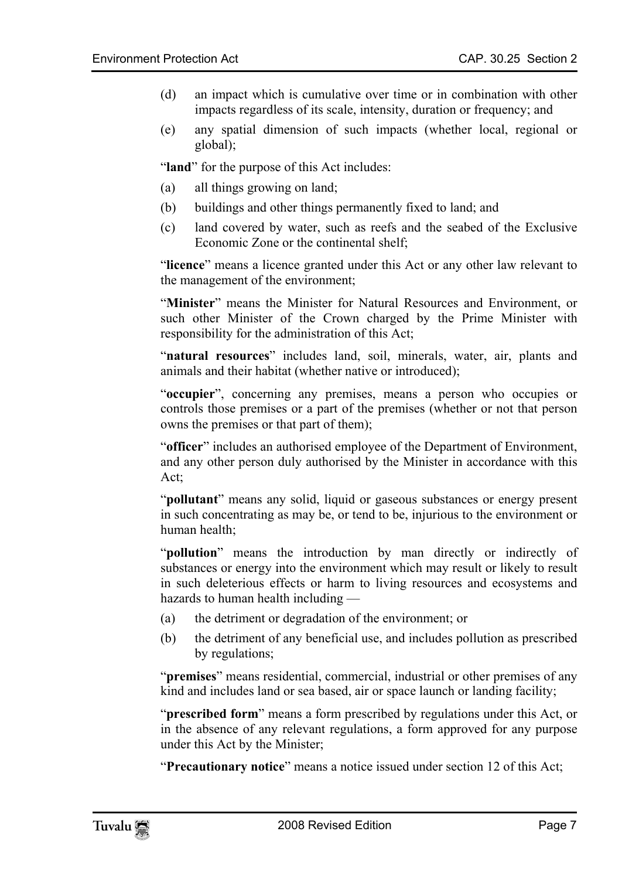(d) an impact which is cumulative over time or in combination with other impacts regardless of its scale, intensity, duration or frequency; and

(e) any spatial dimension of such impacts (whether local, regional or global);

"**land**" for the purpose of this Act includes:

(a) all things growing on land;

(b) buildings and other things permanently fixed to land; and

(c) land covered by water, such as reefs and the seabed of the Exclusive Economic Zone or the continental shelf;

"**licence**" means a licence granted under this Act or any other law relevant to the management of the environment;

"**Minister**" means the Minister for Natural Resources and Environment, or such other Minister of the Crown charged by the Prime Minister with responsibility for the administration of this Act;

"**natural resources**" includes land, soil, minerals, water, air, plants and animals and their habitat (whether native or introduced);

"**occupier**", concerning any premises, means a person who occupies or controls those premises or a part of the premises (whether or not that person owns the premises or that part of them);

"**officer**" includes an authorised employee of the Department of Environment, and any other person duly authorised by the Minister in accordance with this Act;

"**pollutant**" means any solid, liquid or gaseous substances or energy present in such concentrating as may be, or tend to be, injurious to the environment or human health;

"**pollution**" means the introduction by man directly or indirectly of substances or energy into the environment which may result or likely to result in such deleterious effects or harm to living resources and ecosystems and hazards to human health including —

(a) the detriment or degradation of the environment; or

(b) the detriment of any beneficial use, and includes pollution as prescribed by regulations;

"**premises**" means residential, commercial, industrial or other premises of any kind and includes land or sea based, air or space launch or landing facility;

"**prescribed form**" means a form prescribed by regulations under this Act, or in the absence of any relevant regulations, a form approved for any purpose under this Act by the Minister;

"**Precautionary notice**" means a notice issued under section 12 of this Act;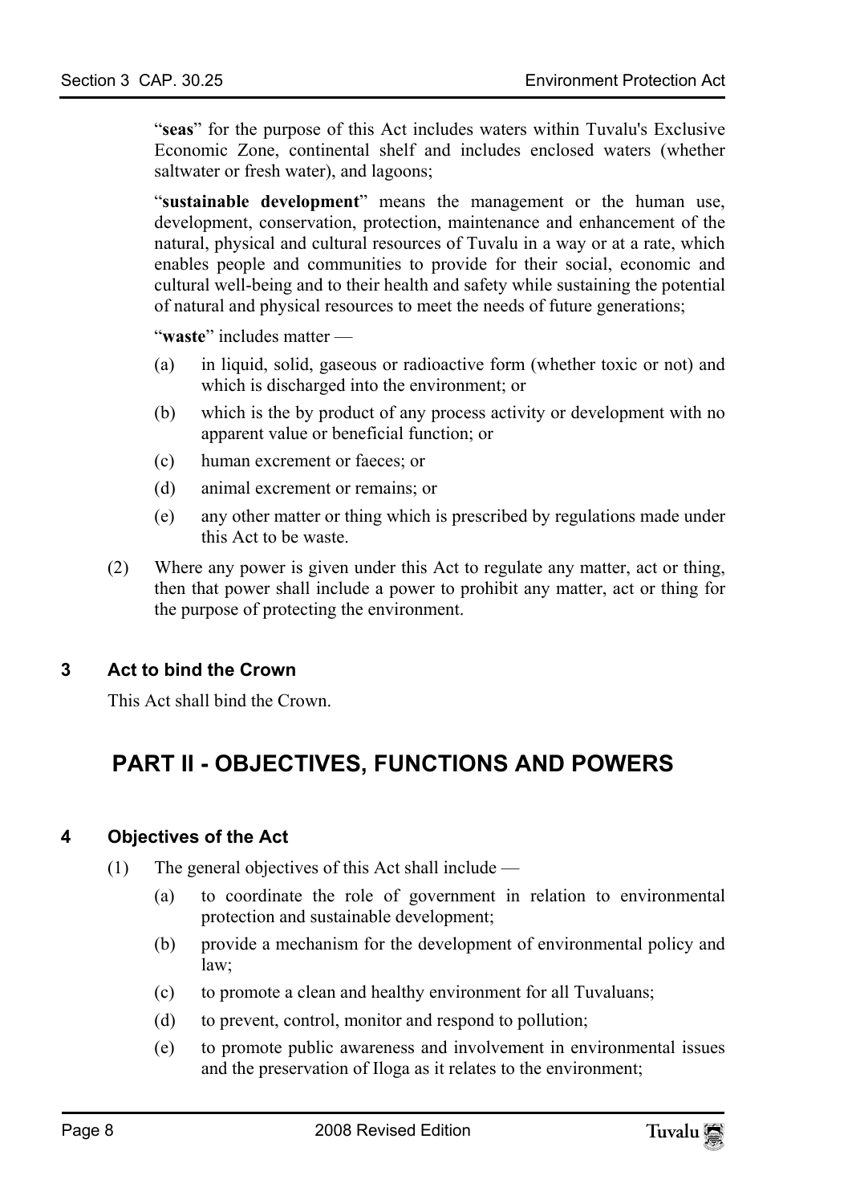"**seas**" for the purpose of this Act includes waters within Tuvalu's Exclusive Economic Zone, continental shelf and includes enclosed waters (whether saltwater or fresh water), and lagoons;

"**sustainable development**" means the management or the human use, development, conservation, protection, maintenance and enhancement of the natural, physical and cultural resources of Tuvalu in a way or at a rate, which enables people and communities to provide for their social, economic and cultural well-being and to their health and safety while sustaining the potential of natural and physical resources to meet the needs of future generations;

"**waste**" includes matter —

(a) in liquid, solid, gaseous or radioactive form (whether toxic or not) and which is discharged into the environment; or

(b) which is the by product of any process activity or development with no apparent value or beneficial function; or

(c) human excrement or faeces; or

(d) animal excrement or remains; or

(e) any other matter or thing which is prescribed by regulations made under this Act to be waste.

(2) Where any power is given under this Act to regulate any matter, act or thing, then that power shall include a power to prohibit any matter, act or thing for the purpose of protecting the environment.

### 3 Act to bind the Crown

This Act shall bind the Crown.

## PART II - OBJECTIVES, FUNCTIONS AND POWERS

### 4 Objectives of the Act

(1) The general objectives of this Act shall include —

(a) to coordinate the role of government in relation to environmental protection and sustainable development;

(b) provide a mechanism for the development of environmental policy and law;

(c) to promote a clean and healthy environment for all Tuvaluans;

(d) to prevent, control, monitor and respond to pollution;

(e) to promote public awareness and involvement in environmental issues and the preservation of Iloga as it relates to the environment;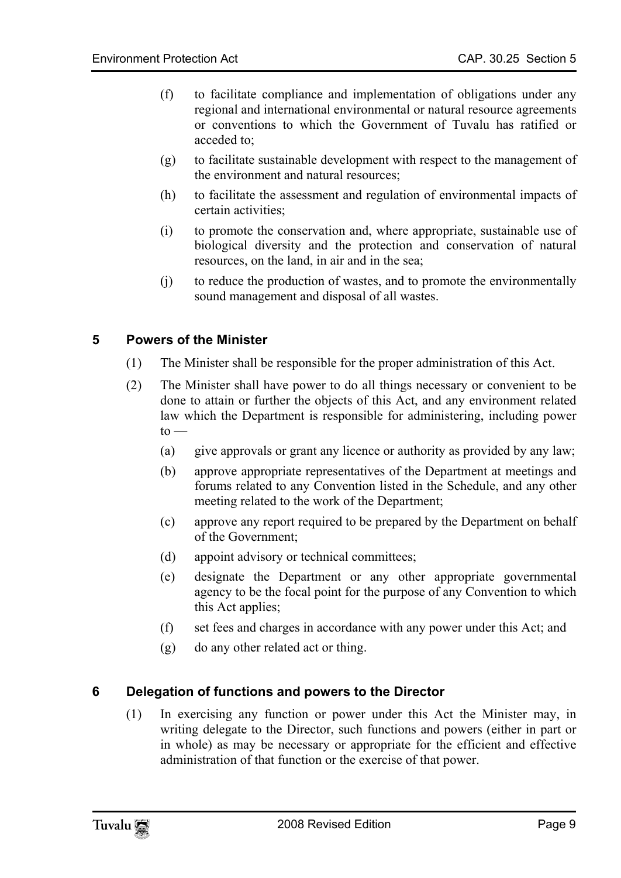(f) to facilitate compliance and implementation of obligations under any regional and international environmental or natural resource agreements or conventions to which the Government of Tuvalu has ratified or acceded to;

(g) to facilitate sustainable development with respect to the management of the environment and natural resources;

(h) to facilitate the assessment and regulation of environmental impacts of certain activities;

(i) to promote the conservation and, where appropriate, sustainable use of biological diversity and the protection and conservation of natural resources, on the land, in air and in the sea;

(j) to reduce the production of wastes, and to promote the environmentally sound management and disposal of all wastes.

## 5 Powers of the Minister

(1) The Minister shall be responsible for the proper administration of this Act.

(2) The Minister shall have power to do all things necessary or convenient to be done to attain or further the objects of this Act, and any environment related law which the Department is responsible for administering, including power to —

(a) give approvals or grant any licence or authority as provided by any law;

(b) approve appropriate representatives of the Department at meetings and forums related to any Convention listed in the Schedule, and any other meeting related to the work of the Department;

(c) approve any report required to be prepared by the Department on behalf of the Government;

(d) appoint advisory or technical committees;

(e) designate the Department or any other appropriate governmental agency to be the focal point for the purpose of any Convention to which this Act applies;

(f) set fees and charges in accordance with any power under this Act; and

(g) do any other related act or thing.

## 6 Delegation of functions and powers to the Director

(1) In exercising any function or power under this Act the Minister may, in writing delegate to the Director, such functions and powers (either in part or in whole) as may be necessary or appropriate for the efficient and effective administration of that function or the exercise of that power.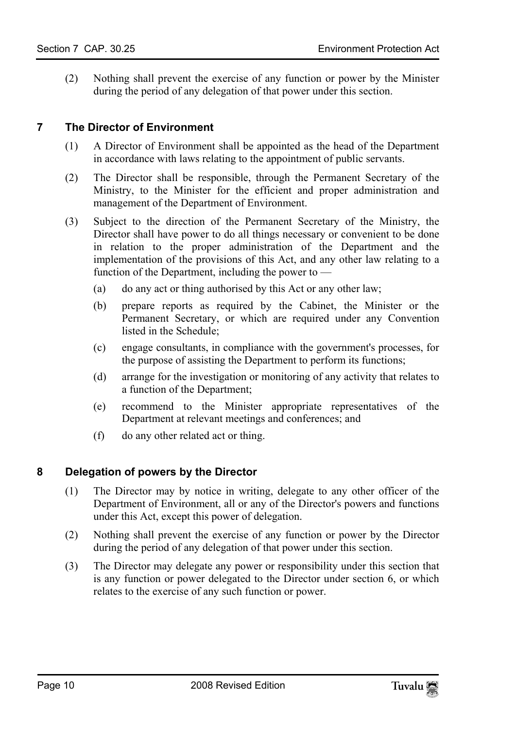(2) Nothing shall prevent the exercise of any function or power by the Minister during the period of any delegation of that power under this section.

## 7 The Director of Environment

(1) A Director of Environment shall be appointed as the head of the Department in accordance with laws relating to the appointment of public servants.

(2) The Director shall be responsible, through the Permanent Secretary of the Ministry, to the Minister for the efficient and proper administration and management of the Department of Environment.

(3) Subject to the direction of the Permanent Secretary of the Ministry, the Director shall have power to do all things necessary or convenient to be done in relation to the proper administration of the Department and the implementation of the provisions of this Act, and any other law relating to a function of the Department, including the power to —

- (a) do any act or thing authorised by this Act or any other law;
- (b) prepare reports as required by the Cabinet, the Minister or the Permanent Secretary, or which are required under any Convention listed in the Schedule;
- (c) engage consultants, in compliance with the government's processes, for the purpose of assisting the Department to perform its functions;
- (d) arrange for the investigation or monitoring of any activity that relates to a function of the Department;
- (e) recommend to the Minister appropriate representatives of the Department at relevant meetings and conferences; and
- (f) do any other related act or thing.

## 8 Delegation of powers by the Director

(1) The Director may by notice in writing, delegate to any other officer of the Department of Environment, all or any of the Director's powers and functions under this Act, except this power of delegation.

(2) Nothing shall prevent the exercise of any function or power by the Director during the period of any delegation of that power under this section.

(3) The Director may delegate any power or responsibility under this section that is any function or power delegated to the Director under section 6, or which relates to the exercise of any such function or power.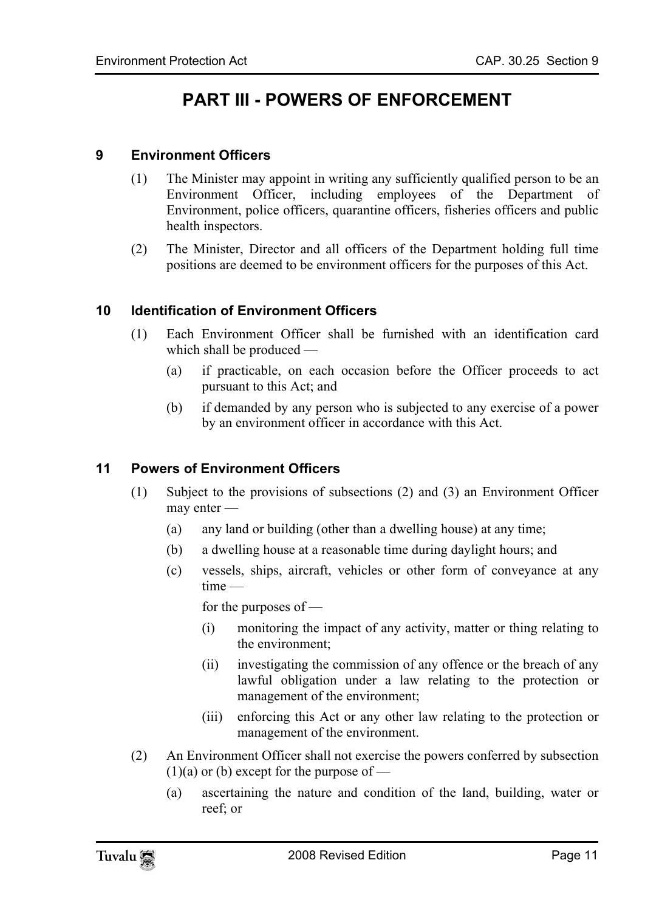# PART III - POWERS OF ENFORCEMENT

### 9 Environment Officers

(1) The Minister may appoint in writing any sufficiently qualified person to be an Environment Officer, including employees of the Department of Environment, police officers, quarantine officers, fisheries officers and public health inspectors.

(2) The Minister, Director and all officers of the Department holding full time positions are deemed to be environment officers for the purposes of this Act.

### 10 Identification of Environment Officers

(1) Each Environment Officer shall be furnished with an identification card which shall be produced —

- (a) if practicable, on each occasion before the Officer proceeds to act pursuant to this Act; and
- (b) if demanded by any person who is subjected to any exercise of a power by an environment officer in accordance with this Act.

### 11 Powers of Environment Officers

(1) Subject to the provisions of subsections (2) and (3) an Environment Officer may enter —

- (a) any land or building (other than a dwelling house) at any time;
- (b) a dwelling house at a reasonable time during daylight hours; and
- (c) vessels, ships, aircraft, vehicles or other form of conveyance at any time —

for the purposes of —

- (i) monitoring the impact of any activity, matter or thing relating to the environment;
- (ii) investigating the commission of any offence or the breach of any lawful obligation under a law relating to the protection or management of the environment;
- (iii) enforcing this Act or any other law relating to the protection or management of the environment.

(2) An Environment Officer shall not exercise the powers conferred by subsection (1)(a) or (b) except for the purpose of —

- (a) ascertaining the nature and condition of the land, building, water or reef; or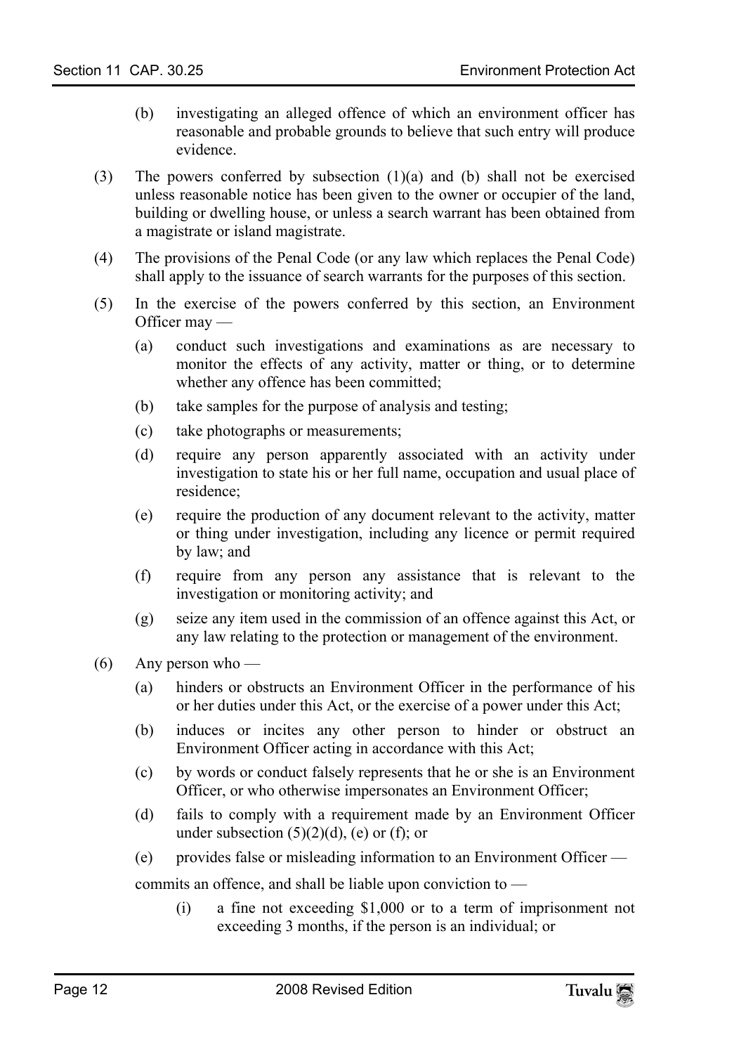(b) investigating an alleged offence of which an environment officer has reasonable and probable grounds to believe that such entry will produce evidence.

(3) The powers conferred by subsection (1)(a) and (b) shall not be exercised unless reasonable notice has been given to the owner or occupier of the land, building or dwelling house, or unless a search warrant has been obtained from a magistrate or island magistrate.

(4) The provisions of the Penal Code (or any law which replaces the Penal Code) shall apply to the issuance of search warrants for the purposes of this section.

(5) In the exercise of the powers conferred by this section, an Environment Officer may —

(a) conduct such investigations and examinations as are necessary to monitor the effects of any activity, matter or thing, or to determine whether any offence has been committed;

(b) take samples for the purpose of analysis and testing;

(c) take photographs or measurements;

(d) require any person apparently associated with an activity under investigation to state his or her full name, occupation and usual place of residence;

(e) require the production of any document relevant to the activity, matter or thing under investigation, including any licence or permit required by law; and

(f) require from any person any assistance that is relevant to the investigation or monitoring activity; and

(g) seize any item used in the commission of an offence against this Act, or any law relating to the protection or management of the environment.

(6) Any person who —

(a) hinders or obstructs an Environment Officer in the performance of his or her duties under this Act, or the exercise of a power under this Act;

(b) induces or incites any other person to hinder or obstruct an Environment Officer acting in accordance with this Act;

(c) by words or conduct falsely represents that he or she is an Environment Officer, or who otherwise impersonates an Environment Officer;

(d) fails to comply with a requirement made by an Environment Officer under subsection (5)(2)(d), (e) or (f); or

(e) provides false or misleading information to an Environment Officer —

commits an offence, and shall be liable upon conviction to —

(i) a fine not exceeding $1,000 or to a term of imprisonment not exceeding 3 months, if the person is an individual; or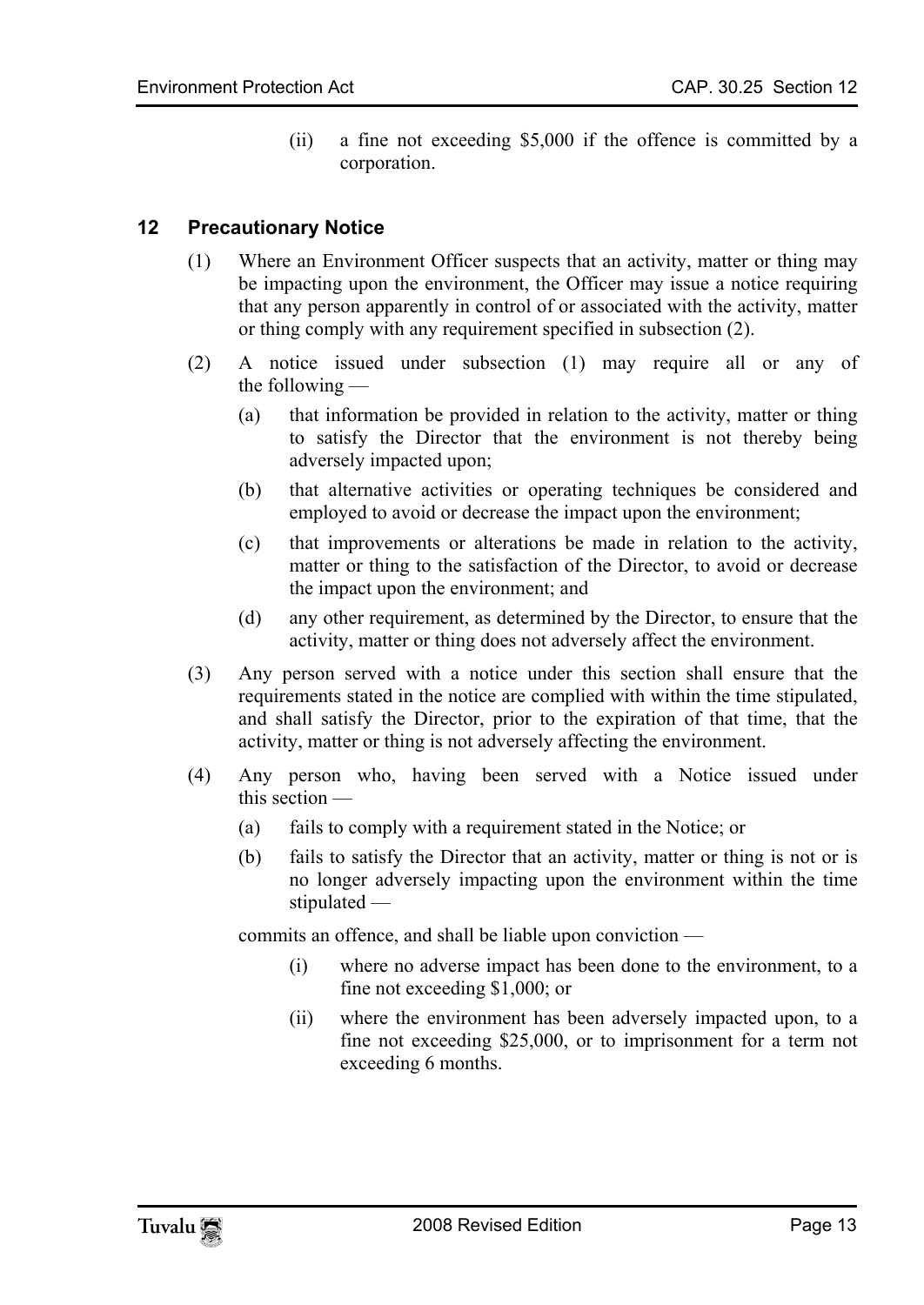(ii) a fine not exceeding $5,000 if the offence is committed by a corporation.

## 12 Precautionary Notice

(1) Where an Environment Officer suspects that an activity, matter or thing may be impacting upon the environment, the Officer may issue a notice requiring that any person apparently in control of or associated with the activity, matter or thing comply with any requirement specified in subsection (2).

(2) A notice issued under subsection (1) may require all or any of the following —

- (a) that information be provided in relation to the activity, matter or thing to satisfy the Director that the environment is not thereby being adversely impacted upon;
- (b) that alternative activities or operating techniques be considered and employed to avoid or decrease the impact upon the environment;
- (c) that improvements or alterations be made in relation to the activity, matter or thing to the satisfaction of the Director, to avoid or decrease the impact upon the environment; and
- (d) any other requirement, as determined by the Director, to ensure that the activity, matter or thing does not adversely affect the environment.

(3) Any person served with a notice under this section shall ensure that the requirements stated in the notice are complied with within the time stipulated, and shall satisfy the Director, prior to the expiration of that time, that the activity, matter or thing is not adversely affecting the environment.

(4) Any person who, having been served with a Notice issued under this section —

- (a) fails to comply with a requirement stated in the Notice; or
- (b) fails to satisfy the Director that an activity, matter or thing is not or is no longer adversely impacting upon the environment within the time stipulated —

commits an offence, and shall be liable upon conviction —

- (i) where no adverse impact has been done to the environment, to a fine not exceeding $1,000; or
- (ii) where the environment has been adversely impacted upon, to a fine not exceeding $25,000, or to imprisonment for a term not exceeding 6 months.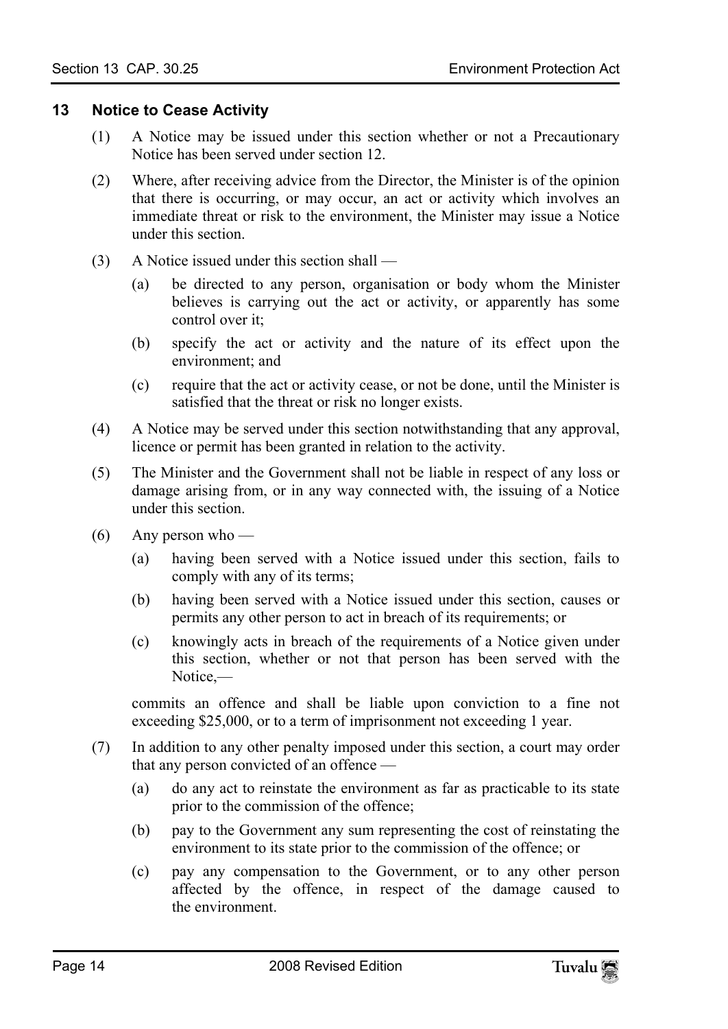## 13 Notice to Cease Activity

(1) A Notice may be issued under this section whether or not a Precautionary Notice has been served under section 12.

(2) Where, after receiving advice from the Director, the Minister is of the opinion that there is occurring, or may occur, an act or activity which involves an immediate threat or risk to the environment, the Minister may issue a Notice under this section.

(3) A Notice issued under this section shall —

(a) be directed to any person, organisation or body whom the Minister believes is carrying out the act or activity, or apparently has some control over it;

(b) specify the act or activity and the nature of its effect upon the environment; and

(c) require that the act or activity cease, or not be done, until the Minister is satisfied that the threat or risk no longer exists.

(4) A Notice may be served under this section notwithstanding that any approval, licence or permit has been granted in relation to the activity.

(5) The Minister and the Government shall not be liable in respect of any loss or damage arising from, or in any way connected with, the issuing of a Notice under this section.

(6) Any person who —

(a) having been served with a Notice issued under this section, fails to comply with any of its terms;

(b) having been served with a Notice issued under this section, causes or permits any other person to act in breach of its requirements; or

(c) knowingly acts in breach of the requirements of a Notice given under this section, whether or not that person has been served with the Notice,—

commits an offence and shall be liable upon conviction to a fine not exceeding $25,000, or to a term of imprisonment not exceeding 1 year.

(7) In addition to any other penalty imposed under this section, a court may order that any person convicted of an offence —

(a) do any act to reinstate the environment as far as practicable to its state prior to the commission of the offence;

(b) pay to the Government any sum representing the cost of reinstating the environment to its state prior to the commission of the offence; or

(c) pay any compensation to the Government, or to any other person affected by the offence, in respect of the damage caused to the environment.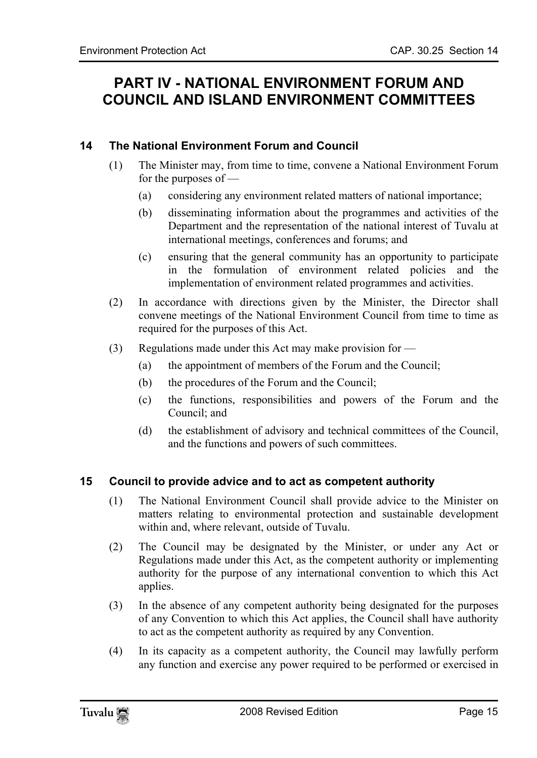# PART IV - NATIONAL ENVIRONMENT FORUM AND COUNCIL AND ISLAND ENVIRONMENT COMMITTEES

### 14 The National Environment Forum and Council

(1) The Minister may, from time to time, convene a National Environment Forum for the purposes of —

(a) considering any environment related matters of national importance;

(b) disseminating information about the programmes and activities of the Department and the representation of the national interest of Tuvalu at international meetings, conferences and forums; and

(c) ensuring that the general community has an opportunity to participate in the formulation of environment related policies and the implementation of environment related programmes and activities.

(2) In accordance with directions given by the Minister, the Director shall convene meetings of the National Environment Council from time to time as required for the purposes of this Act.

(3) Regulations made under this Act may make provision for —

(a) the appointment of members of the Forum and the Council;

(b) the procedures of the Forum and the Council;

(c) the functions, responsibilities and powers of the Forum and the Council; and

(d) the establishment of advisory and technical committees of the Council, and the functions and powers of such committees.

### 15 Council to provide advice and to act as competent authority

(1) The National Environment Council shall provide advice to the Minister on matters relating to environmental protection and sustainable development within and, where relevant, outside of Tuvalu.

(2) The Council may be designated by the Minister, or under any Act or Regulations made under this Act, as the competent authority or implementing authority for the purpose of any international convention to which this Act applies.

(3) In the absence of any competent authority being designated for the purposes of any Convention to which this Act applies, the Council shall have authority to act as the competent authority as required by any Convention.

(4) In its capacity as a competent authority, the Council may lawfully perform any function and exercise any power required to be performed or exercised in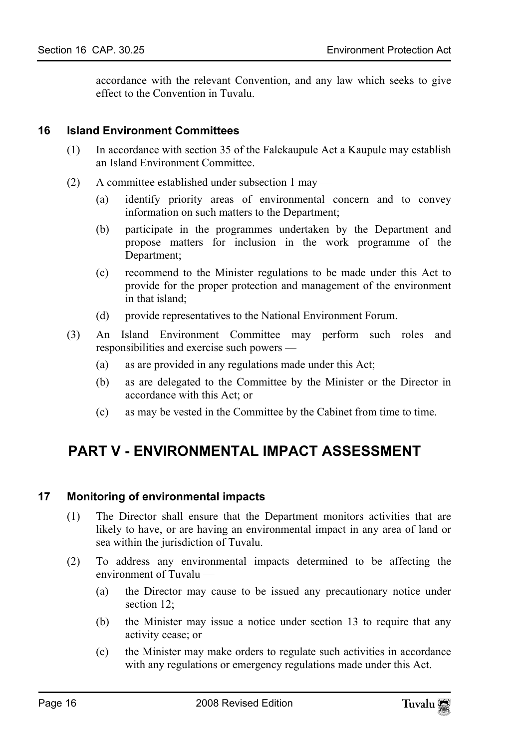accordance with the relevant Convention, and any law which seeks to give effect to the Convention in Tuvalu.

### 16 Island Environment Committees

(1) In accordance with section 35 of the Falekaupule Act a Kaupule may establish an Island Environment Committee.

(2) A committee established under subsection 1 may —

(a) identify priority areas of environmental concern and to convey information on such matters to the Department;

(b) participate in the programmes undertaken by the Department and propose matters for inclusion in the work programme of the Department;

(c) recommend to the Minister regulations to be made under this Act to provide for the proper protection and management of the environment in that island;

(d) provide representatives to the National Environment Forum.

(3) An Island Environment Committee may perform such roles and responsibilities and exercise such powers —

(a) as are provided in any regulations made under this Act;

(b) as are delegated to the Committee by the Minister or the Director in accordance with this Act; or

(c) as may be vested in the Committee by the Cabinet from time to time.

## PART V - ENVIRONMENTAL IMPACT ASSESSMENT

### 17 Monitoring of environmental impacts

(1) The Director shall ensure that the Department monitors activities that are likely to have, or are having an environmental impact in any area of land or sea within the jurisdiction of Tuvalu.

(2) To address any environmental impacts determined to be affecting the environment of Tuvalu —

(a) the Director may cause to be issued any precautionary notice under section 12;

(b) the Minister may issue a notice under section 13 to require that any activity cease; or

(c) the Minister may make orders to regulate such activities in accordance with any regulations or emergency regulations made under this Act.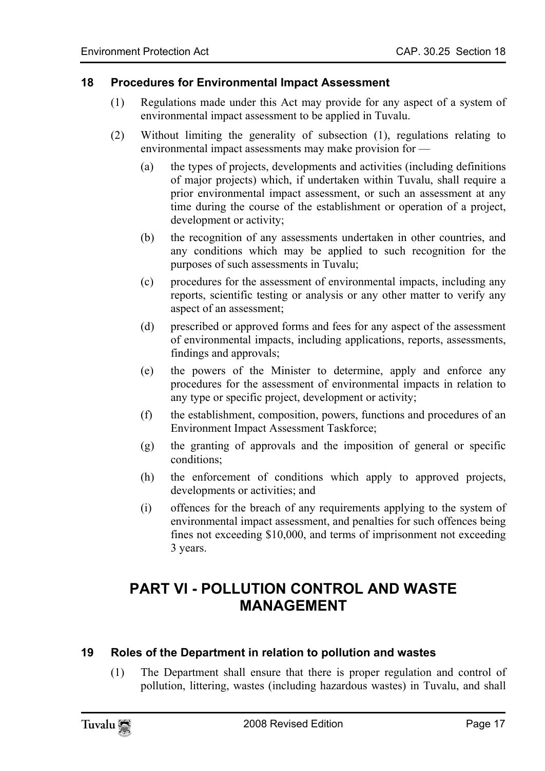### 18 Procedures for Environmental Impact Assessment

(1) Regulations made under this Act may provide for any aspect of a system of environmental impact assessment to be applied in Tuvalu.

(2) Without limiting the generality of subsection (1), regulations relating to environmental impact assessments may make provision for —

(a) the types of projects, developments and activities (including definitions of major projects) which, if undertaken within Tuvalu, shall require a prior environmental impact assessment, or such an assessment at any time during the course of the establishment or operation of a project, development or activity;

(b) the recognition of any assessments undertaken in other countries, and any conditions which may be applied to such recognition for the purposes of such assessments in Tuvalu;

(c) procedures for the assessment of environmental impacts, including any reports, scientific testing or analysis or any other matter to verify any aspect of an assessment;

(d) prescribed or approved forms and fees for any aspect of the assessment of environmental impacts, including applications, reports, assessments, findings and approvals;

(e) the powers of the Minister to determine, apply and enforce any procedures for the assessment of environmental impacts in relation to any type or specific project, development or activity;

(f) the establishment, composition, powers, functions and procedures of an Environment Impact Assessment Taskforce;

(g) the granting of approvals and the imposition of general or specific conditions;

(h) the enforcement of conditions which apply to approved projects, developments or activities; and

(i) offences for the breach of any requirements applying to the system of environmental impact assessment, and penalties for such offences being fines not exceeding $10,000, and terms of imprisonment not exceeding 3 years.

## PART VI - POLLUTION CONTROL AND WASTE MANAGEMENT

### 19 Roles of the Department in relation to pollution and wastes

(1) The Department shall ensure that there is proper regulation and control of pollution, littering, wastes (including hazardous wastes) in Tuvalu, and shall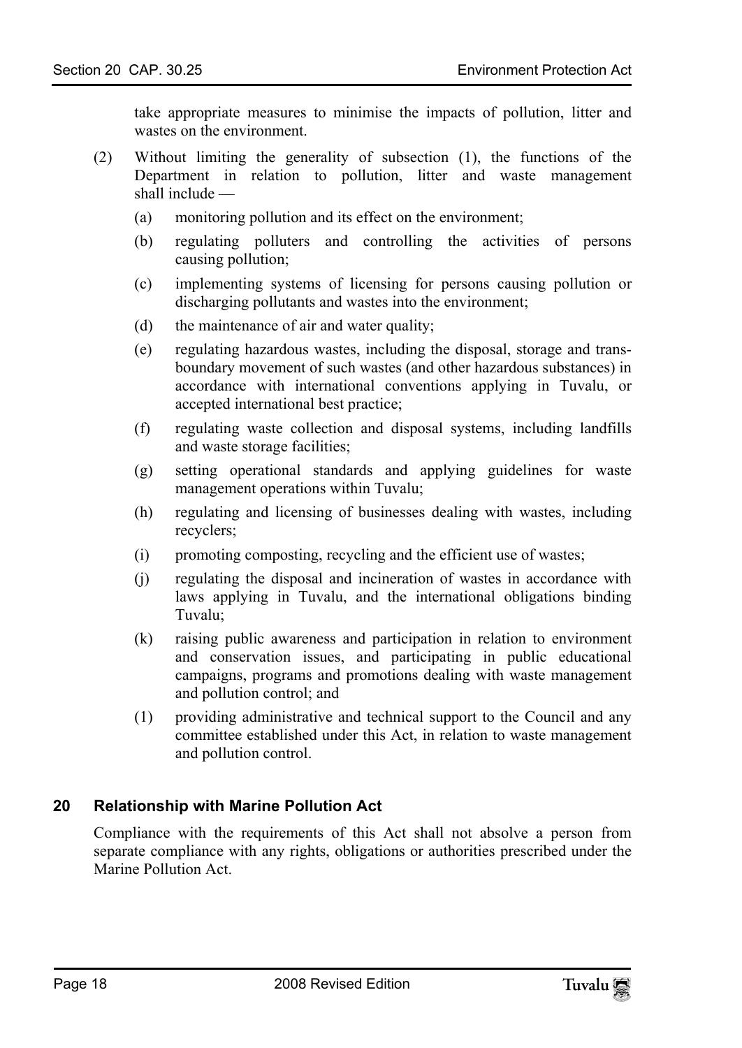take appropriate measures to minimise the impacts of pollution, litter and wastes on the environment.

(2) Without limiting the generality of subsection (1), the functions of the Department in relation to pollution, litter and waste management shall include —

(a) monitoring pollution and its effect on the environment;

(b) regulating polluters and controlling the activities of persons causing pollution;

(c) implementing systems of licensing for persons causing pollution or discharging pollutants and wastes into the environment;

(d) the maintenance of air and water quality;

(e) regulating hazardous wastes, including the disposal, storage and trans-boundary movement of such wastes (and other hazardous substances) in accordance with international conventions applying in Tuvalu, or accepted international best practice;

(f) regulating waste collection and disposal systems, including landfills and waste storage facilities;

(g) setting operational standards and applying guidelines for waste management operations within Tuvalu;

(h) regulating and licensing of businesses dealing with wastes, including recyclers;

(i) promoting composting, recycling and the efficient use of wastes;

(j) regulating the disposal and incineration of wastes in accordance with laws applying in Tuvalu, and the international obligations binding Tuvalu;

(k) raising public awareness and participation in relation to environment and conservation issues, and participating in public educational campaigns, programs and promotions dealing with waste management and pollution control; and

(l) providing administrative and technical support to the Council and any committee established under this Act, in relation to waste management and pollution control.

## 20 Relationship with Marine Pollution Act

Compliance with the requirements of this Act shall not absolve a person from separate compliance with any rights, obligations or authorities prescribed under the Marine Pollution Act.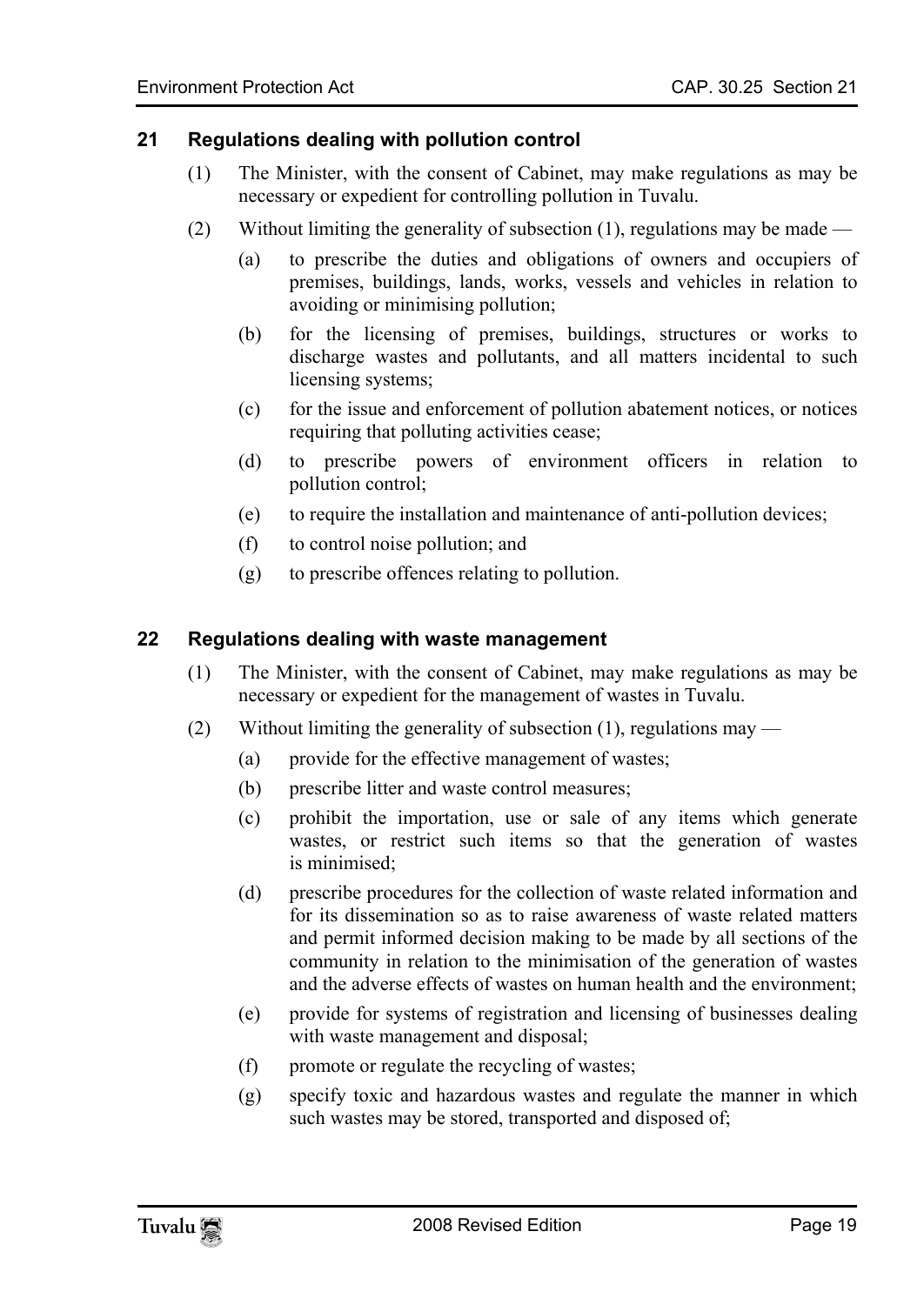## 21 Regulations dealing with pollution control

(1) The Minister, with the consent of Cabinet, may make regulations as may be necessary or expedient for controlling pollution in Tuvalu.

(2) Without limiting the generality of subsection (1), regulations may be made —

(a) to prescribe the duties and obligations of owners and occupiers of premises, buildings, lands, works, vessels and vehicles in relation to avoiding or minimising pollution;

(b) for the licensing of premises, buildings, structures or works to discharge wastes and pollutants, and all matters incidental to such licensing systems;

(c) for the issue and enforcement of pollution abatement notices, or notices requiring that polluting activities cease;

(d) to prescribe powers of environment officers in relation to pollution control;

(e) to require the installation and maintenance of anti-pollution devices;

(f) to control noise pollution; and

(g) to prescribe offences relating to pollution.

## 22 Regulations dealing with waste management

(1) The Minister, with the consent of Cabinet, may make regulations as may be necessary or expedient for the management of wastes in Tuvalu.

(2) Without limiting the generality of subsection (1), regulations may —

(a) provide for the effective management of wastes;

(b) prescribe litter and waste control measures;

(c) prohibit the importation, use or sale of any items which generate wastes, or restrict such items so that the generation of wastes is minimised;

(d) prescribe procedures for the collection of waste related information and for its dissemination so as to raise awareness of waste related matters and permit informed decision making to be made by all sections of the community in relation to the minimisation of the generation of wastes and the adverse effects of wastes on human health and the environment;

(e) provide for systems of registration and licensing of businesses dealing with waste management and disposal;

(f) promote or regulate the recycling of wastes;

(g) specify toxic and hazardous wastes and regulate the manner in which such wastes may be stored, transported and disposed of;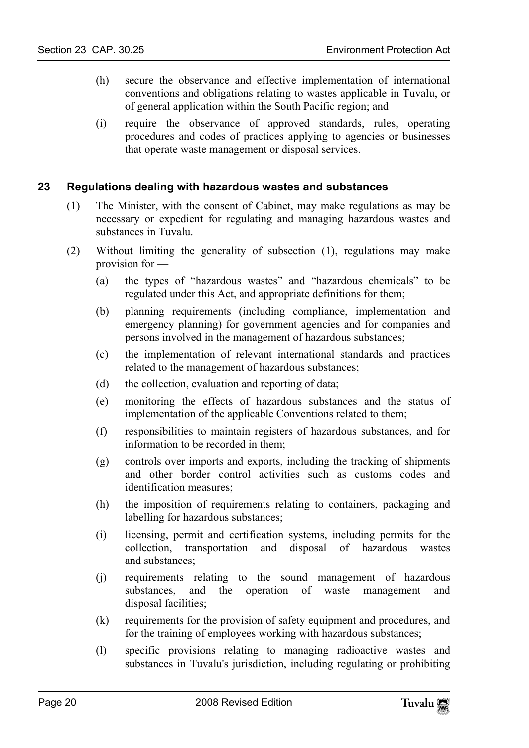(h) secure the observance and effective implementation of international conventions and obligations relating to wastes applicable in Tuvalu, or of general application within the South Pacific region; and

(i) require the observance of approved standards, rules, operating procedures and codes of practices applying to agencies or businesses that operate waste management or disposal services.

## 23 Regulations dealing with hazardous wastes and substances

(1) The Minister, with the consent of Cabinet, may make regulations as may be necessary or expedient for regulating and managing hazardous wastes and substances in Tuvalu.

(2) Without limiting the generality of subsection (1), regulations may make provision for —

(a) the types of "hazardous wastes" and "hazardous chemicals" to be regulated under this Act, and appropriate definitions for them;

(b) planning requirements (including compliance, implementation and emergency planning) for government agencies and for companies and persons involved in the management of hazardous substances;

(c) the implementation of relevant international standards and practices related to the management of hazardous substances;

(d) the collection, evaluation and reporting of data;

(e) monitoring the effects of hazardous substances and the status of implementation of the applicable Conventions related to them;

(f) responsibilities to maintain registers of hazardous substances, and for information to be recorded in them;

(g) controls over imports and exports, including the tracking of shipments and other border control activities such as customs codes and identification measures;

(h) the imposition of requirements relating to containers, packaging and labelling for hazardous substances;

(i) licensing, permit and certification systems, including permits for the collection, transportation and disposal of hazardous wastes and substances;

(j) requirements relating to the sound management of hazardous substances, and the operation of waste management and disposal facilities;

(k) requirements for the provision of safety equipment and procedures, and for the training of employees working with hazardous substances;

(l) specific provisions relating to managing radioactive wastes and substances in Tuvalu's jurisdiction, including regulating or prohibiting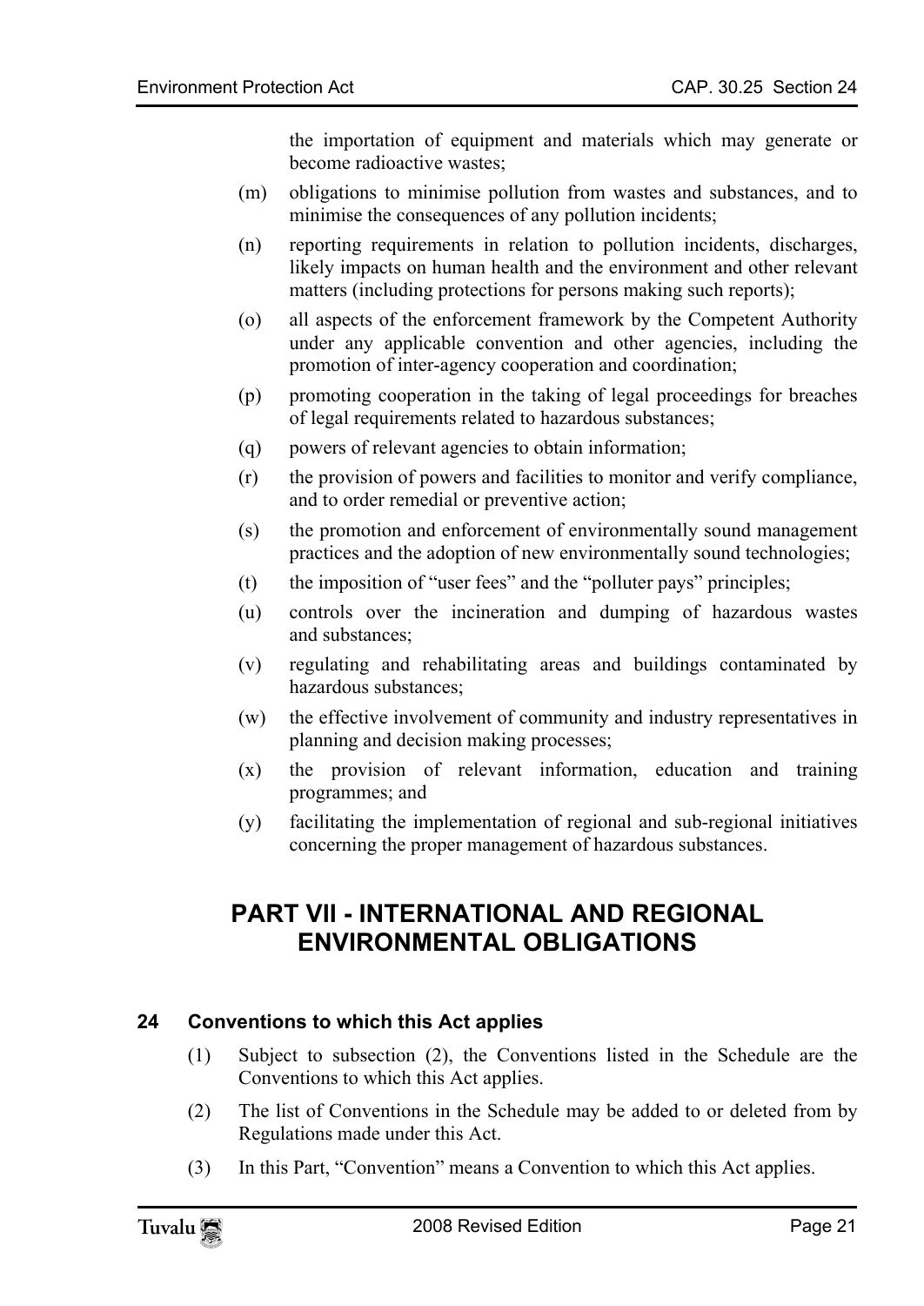the importation of equipment and materials which may generate or become radioactive wastes;

(m) obligations to minimise pollution from wastes and substances, and to minimise the consequences of any pollution incidents;

(n) reporting requirements in relation to pollution incidents, discharges, likely impacts on human health and the environment and other relevant matters (including protections for persons making such reports);

(o) all aspects of the enforcement framework by the Competent Authority under any applicable convention and other agencies, including the promotion of inter-agency cooperation and coordination;

(p) promoting cooperation in the taking of legal proceedings for breaches of legal requirements related to hazardous substances;

(q) powers of relevant agencies to obtain information;

(r) the provision of powers and facilities to monitor and verify compliance, and to order remedial or preventive action;

(s) the promotion and enforcement of environmentally sound management practices and the adoption of new environmentally sound technologies;

(t) the imposition of "user fees" and the "polluter pays" principles;

(u) controls over the incineration and dumping of hazardous wastes and substances;

(v) regulating and rehabilitating areas and buildings contaminated by hazardous substances;

(w) the effective involvement of community and industry representatives in planning and decision making processes;

(x) the provision of relevant information, education and training programmes; and

(y) facilitating the implementation of regional and sub-regional initiatives concerning the proper management of hazardous substances.

# PART VII - INTERNATIONAL AND REGIONAL ENVIRONMENTAL OBLIGATIONS

### 24 Conventions to which this Act applies

(1) Subject to subsection (2), the Conventions listed in the Schedule are the Conventions to which this Act applies.

(2) The list of Conventions in the Schedule may be added to or deleted from by Regulations made under this Act.

(3) In this Part, "Convention" means a Convention to which this Act applies.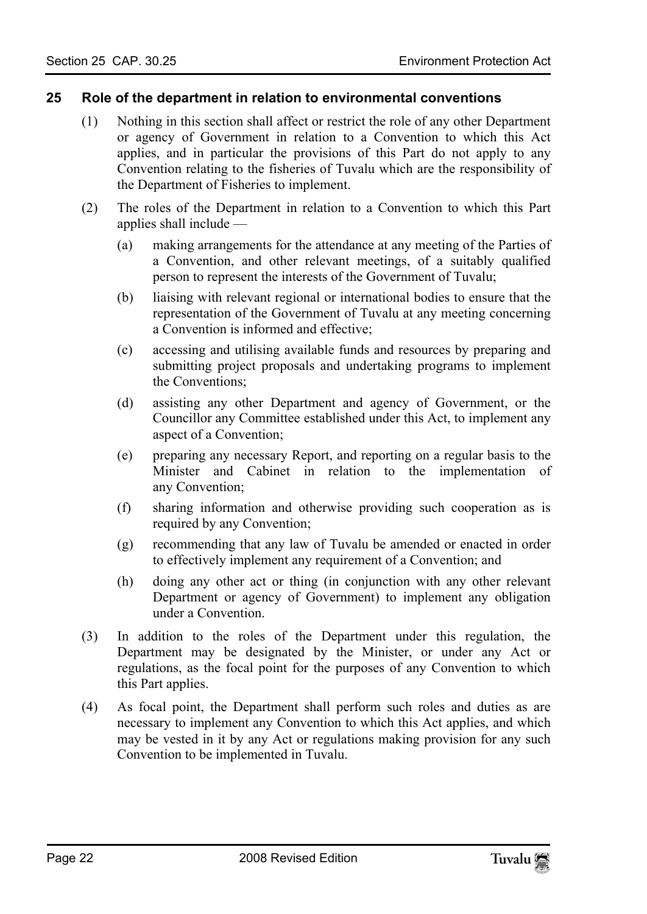## 25 Role of the department in relation to environmental conventions

(1) Nothing in this section shall affect or restrict the role of any other Department or agency of Government in relation to a Convention to which this Act applies, and in particular the provisions of this Part do not apply to any Convention relating to the fisheries of Tuvalu which are the responsibility of the Department of Fisheries to implement.

(2) The roles of the Department in relation to a Convention to which this Part applies shall include —

(a) making arrangements for the attendance at any meeting of the Parties of a Convention, and other relevant meetings, of a suitably qualified person to represent the interests of the Government of Tuvalu;

(b) liaising with relevant regional or international bodies to ensure that the representation of the Government of Tuvalu at any meeting concerning a Convention is informed and effective;

(c) accessing and utilising available funds and resources by preparing and submitting project proposals and undertaking programs to implement the Conventions;

(d) assisting any other Department and agency of Government, or the Councillor any Committee established under this Act, to implement any aspect of a Convention;

(e) preparing any necessary Report, and reporting on a regular basis to the Minister and Cabinet in relation to the implementation of any Convention;

(f) sharing information and otherwise providing such cooperation as is required by any Convention;

(g) recommending that any law of Tuvalu be amended or enacted in order to effectively implement any requirement of a Convention; and

(h) doing any other act or thing (in conjunction with any other relevant Department or agency of Government) to implement any obligation under a Convention.

(3) In addition to the roles of the Department under this regulation, the Department may be designated by the Minister, or under any Act or regulations, as the focal point for the purposes of any Convention to which this Part applies.

(4) As focal point, the Department shall perform such roles and duties as are necessary to implement any Convention to which this Act applies, and which may be vested in it by any Act or regulations making provision for any such Convention to be implemented in Tuvalu.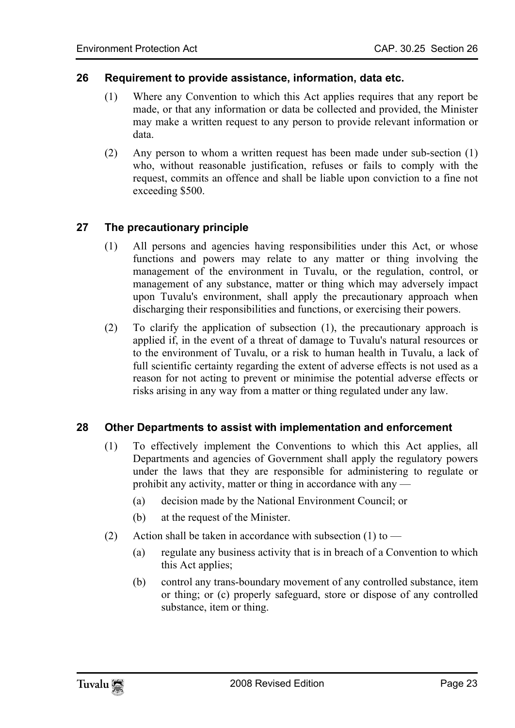## 26 Requirement to provide assistance, information, data etc.

(1) Where any Convention to which this Act applies requires that any report be made, or that any information or data be collected and provided, the Minister may make a written request to any person to provide relevant information or data.

(2) Any person to whom a written request has been made under sub-section (1) who, without reasonable justification, refuses or fails to comply with the request, commits an offence and shall be liable upon conviction to a fine not exceeding $500.

## 27 The precautionary principle

(1) All persons and agencies having responsibilities under this Act, or whose functions and powers may relate to any matter or thing involving the management of the environment in Tuvalu, or the regulation, control, or management of any substance, matter or thing which may adversely impact upon Tuvalu's environment, shall apply the precautionary approach when discharging their responsibilities and functions, or exercising their powers.

(2) To clarify the application of subsection (1), the precautionary approach is applied if, in the event of a threat of damage to Tuvalu's natural resources or to the environment of Tuvalu, or a risk to human health in Tuvalu, a lack of full scientific certainty regarding the extent of adverse effects is not used as a reason for not acting to prevent or minimise the potential adverse effects or risks arising in any way from a matter or thing regulated under any law.

## 28 Other Departments to assist with implementation and enforcement

(1) To effectively implement the Conventions to which this Act applies, all Departments and agencies of Government shall apply the regulatory powers under the laws that they are responsible for administering to regulate or prohibit any activity, matter or thing in accordance with any —

  (a) decision made by the National Environment Council; or

  (b) at the request of the Minister.

(2) Action shall be taken in accordance with subsection (1) to —

  (a) regulate any business activity that is in breach of a Convention to which this Act applies;

  (b) control any trans-boundary movement of any controlled substance, item or thing; or (c) properly safeguard, store or dispose of any controlled substance, item or thing.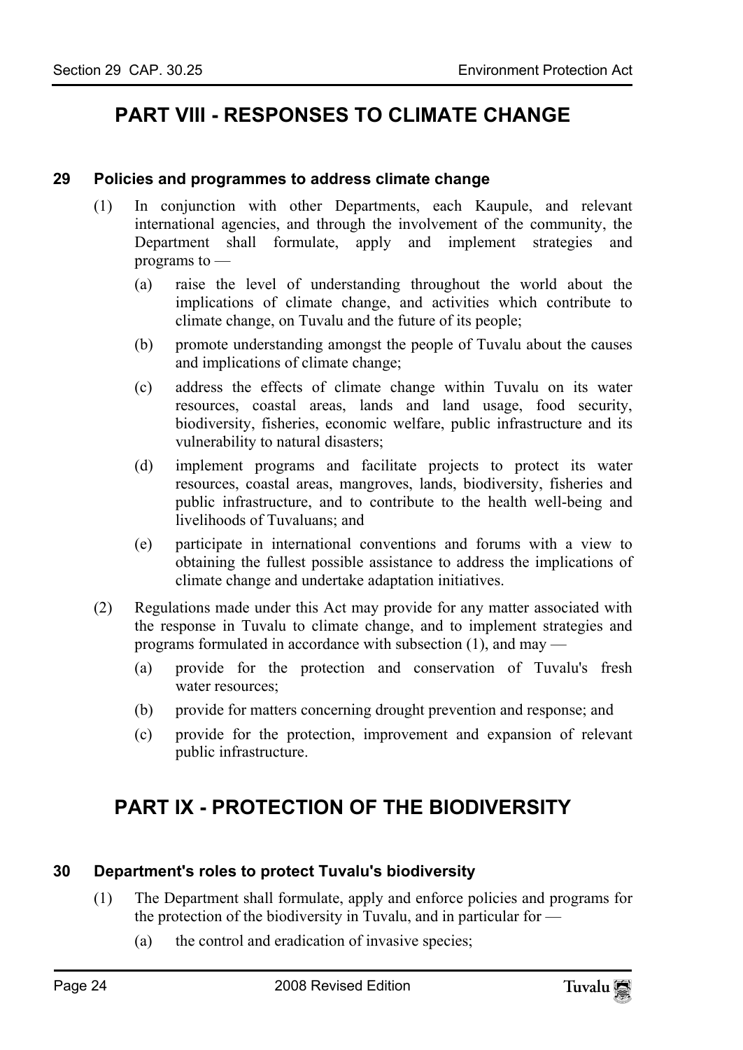# PART VIII - RESPONSES TO CLIMATE CHANGE

### 29 Policies and programmes to address climate change

(1) In conjunction with other Departments, each Kaupule, and relevant international agencies, and through the involvement of the community, the Department shall formulate, apply and implement strategies and programs to —

(a) raise the level of understanding throughout the world about the implications of climate change, and activities which contribute to climate change, on Tuvalu and the future of its people;

(b) promote understanding amongst the people of Tuvalu about the causes and implications of climate change;

(c) address the effects of climate change within Tuvalu on its water resources, coastal areas, lands and land usage, food security, biodiversity, fisheries, economic welfare, public infrastructure and its vulnerability to natural disasters;

(d) implement programs and facilitate projects to protect its water resources, coastal areas, mangroves, lands, biodiversity, fisheries and public infrastructure, and to contribute to the health well-being and livelihoods of Tuvaluans; and

(e) participate in international conventions and forums with a view to obtaining the fullest possible assistance to address the implications of climate change and undertake adaptation initiatives.

(2) Regulations made under this Act may provide for any matter associated with the response in Tuvalu to climate change, and to implement strategies and programs formulated in accordance with subsection (1), and may —

(a) provide for the protection and conservation of Tuvalu's fresh water resources;

(b) provide for matters concerning drought prevention and response; and

(c) provide for the protection, improvement and expansion of relevant public infrastructure.

# PART IX - PROTECTION OF THE BIODIVERSITY

### 30 Department's roles to protect Tuvalu's biodiversity

(1) The Department shall formulate, apply and enforce policies and programs for the protection of the biodiversity in Tuvalu, and in particular for —

(a) the control and eradication of invasive species;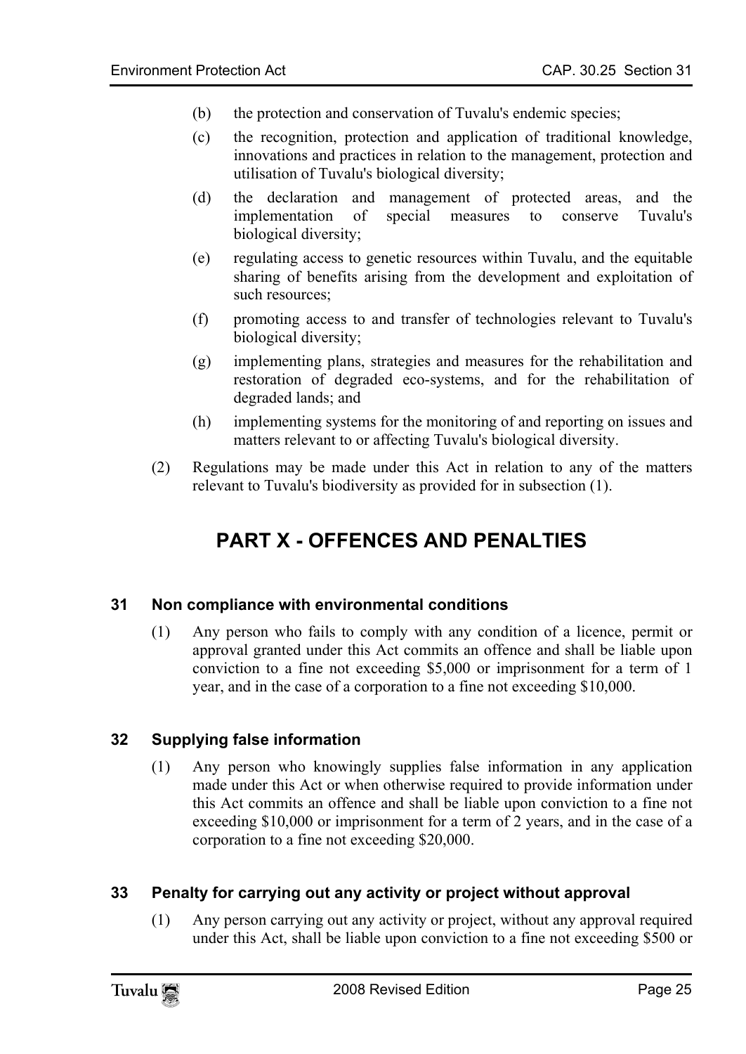(b) the protection and conservation of Tuvalu's endemic species;

(c) the recognition, protection and application of traditional knowledge, innovations and practices in relation to the management, protection and utilisation of Tuvalu's biological diversity;

(d) the declaration and management of protected areas, and the implementation of special measures to conserve Tuvalu's biological diversity;

(e) regulating access to genetic resources within Tuvalu, and the equitable sharing of benefits arising from the development and exploitation of such resources;

(f) promoting access to and transfer of technologies relevant to Tuvalu's biological diversity;

(g) implementing plans, strategies and measures for the rehabilitation and restoration of degraded eco-systems, and for the rehabilitation of degraded lands; and

(h) implementing systems for the monitoring of and reporting on issues and matters relevant to or affecting Tuvalu's biological diversity.

(2) Regulations may be made under this Act in relation to any of the matters relevant to Tuvalu's biodiversity as provided for in subsection (1).

# PART X - OFFENCES AND PENALTIES

### 31 Non compliance with environmental conditions

(1) Any person who fails to comply with any condition of a licence, permit or approval granted under this Act commits an offence and shall be liable upon conviction to a fine not exceeding $5,000 or imprisonment for a term of 1 year, and in the case of a corporation to a fine not exceeding $10,000.

### 32 Supplying false information

(1) Any person who knowingly supplies false information in any application made under this Act or when otherwise required to provide information under this Act commits an offence and shall be liable upon conviction to a fine not exceeding $10,000 or imprisonment for a term of 2 years, and in the case of a corporation to a fine not exceeding $20,000.

### 33 Penalty for carrying out any activity or project without approval

(1) Any person carrying out any activity or project, without any approval required under this Act, shall be liable upon conviction to a fine not exceeding $500 or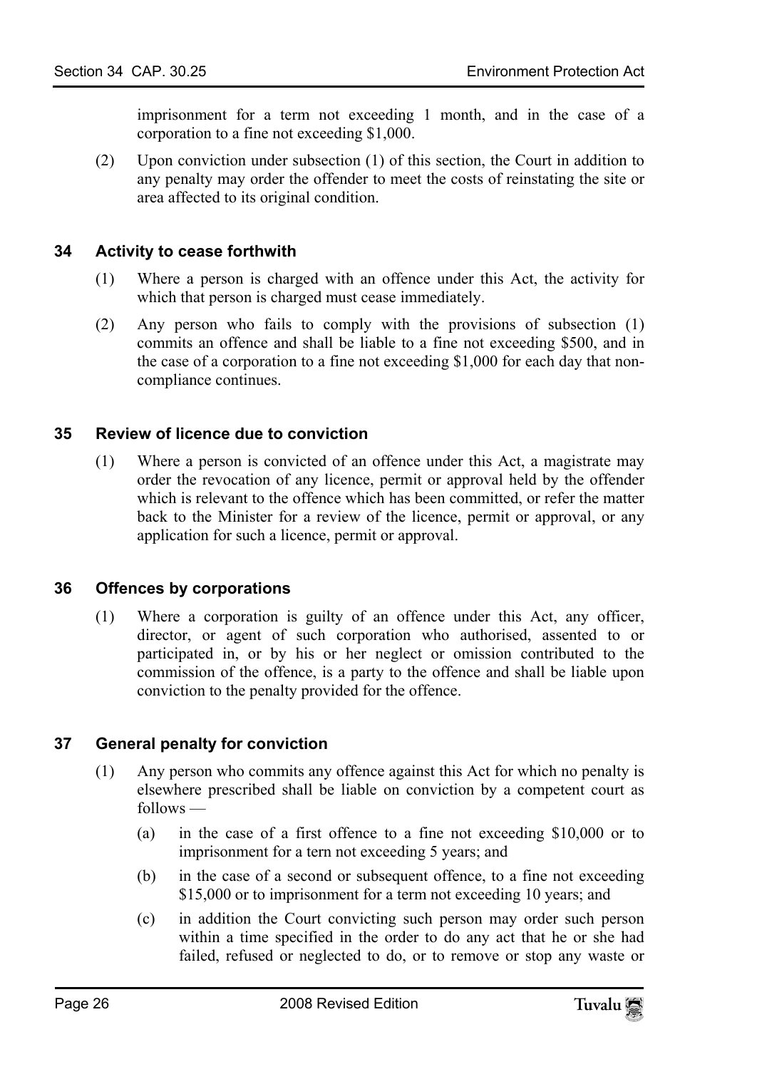imprisonment for a term not exceeding 1 month, and in the case of a corporation to a fine not exceeding $1,000.

(2) Upon conviction under subsection (1) of this section, the Court in addition to any penalty may order the offender to meet the costs of reinstating the site or area affected to its original condition.

### 34 Activity to cease forthwith

(1) Where a person is charged with an offence under this Act, the activity for which that person is charged must cease immediately.

(2) Any person who fails to comply with the provisions of subsection (1) commits an offence and shall be liable to a fine not exceeding $500, and in the case of a corporation to a fine not exceeding $1,000 for each day that non-compliance continues.

### 35 Review of licence due to conviction

(1) Where a person is convicted of an offence under this Act, a magistrate may order the revocation of any licence, permit or approval held by the offender which is relevant to the offence which has been committed, or refer the matter back to the Minister for a review of the licence, permit or approval, or any application for such a licence, permit or approval.

### 36 Offences by corporations

(1) Where a corporation is guilty of an offence under this Act, any officer, director, or agent of such corporation who authorised, assented to or participated in, or by his or her neglect or omission contributed to the commission of the offence, is a party to the offence and shall be liable upon conviction to the penalty provided for the offence.

### 37 General penalty for conviction

(1) Any person who commits any offence against this Act for which no penalty is elsewhere prescribed shall be liable on conviction by a competent court as follows —

(a) in the case of a first offence to a fine not exceeding $10,000 or to imprisonment for a tern not exceeding 5 years; and

(b) in the case of a second or subsequent offence, to a fine not exceeding $15,000 or to imprisonment for a term not exceeding 10 years; and

(c) in addition the Court convicting such person may order such person within a time specified in the order to do any act that he or she had failed, refused or neglected to do, or to remove or stop any waste or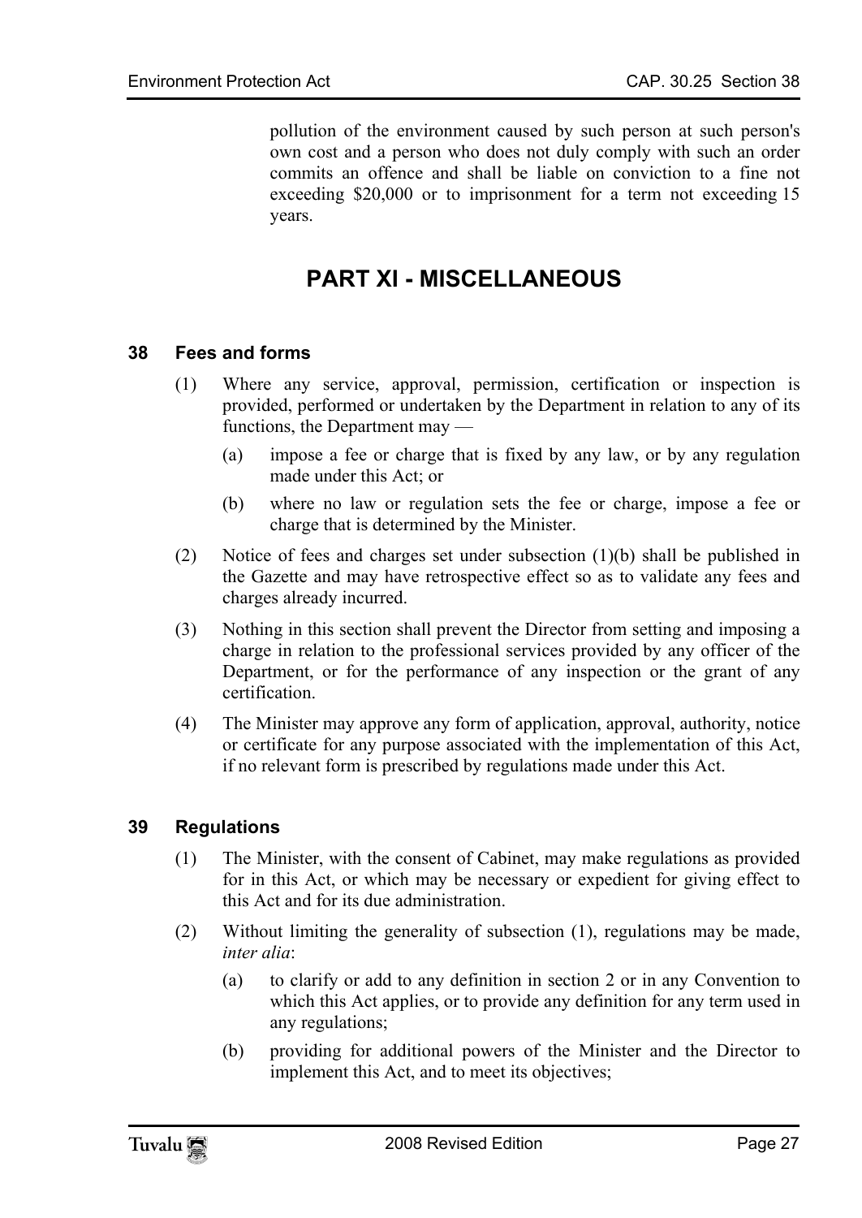pollution of the environment caused by such person at such person's own cost and a person who does not duly comply with such an order commits an offence and shall be liable on conviction to a fine not exceeding $20,000 or to imprisonment for a term not exceeding 15 years.

# PART XI - MISCELLANEOUS

### 38 Fees and forms

(1) Where any service, approval, permission, certification or inspection is provided, performed or undertaken by the Department in relation to any of its functions, the Department may —

(a) impose a fee or charge that is fixed by any law, or by any regulation made under this Act; or

(b) where no law or regulation sets the fee or charge, impose a fee or charge that is determined by the Minister.

(2) Notice of fees and charges set under subsection (1)(b) shall be published in the Gazette and may have retrospective effect so as to validate any fees and charges already incurred.

(3) Nothing in this section shall prevent the Director from setting and imposing a charge in relation to the professional services provided by any officer of the Department, or for the performance of any inspection or the grant of any certification.

(4) The Minister may approve any form of application, approval, authority, notice or certificate for any purpose associated with the implementation of this Act, if no relevant form is prescribed by regulations made under this Act.

### 39 Regulations

(1) The Minister, with the consent of Cabinet, may make regulations as provided for in this Act, or which may be necessary or expedient for giving effect to this Act and for its due administration.

(2) Without limiting the generality of subsection (1), regulations may be made, *inter alia*:

(a) to clarify or add to any definition in section 2 or in any Convention to which this Act applies, or to provide any definition for any term used in any regulations;

(b) providing for additional powers of the Minister and the Director to implement this Act, and to meet its objectives;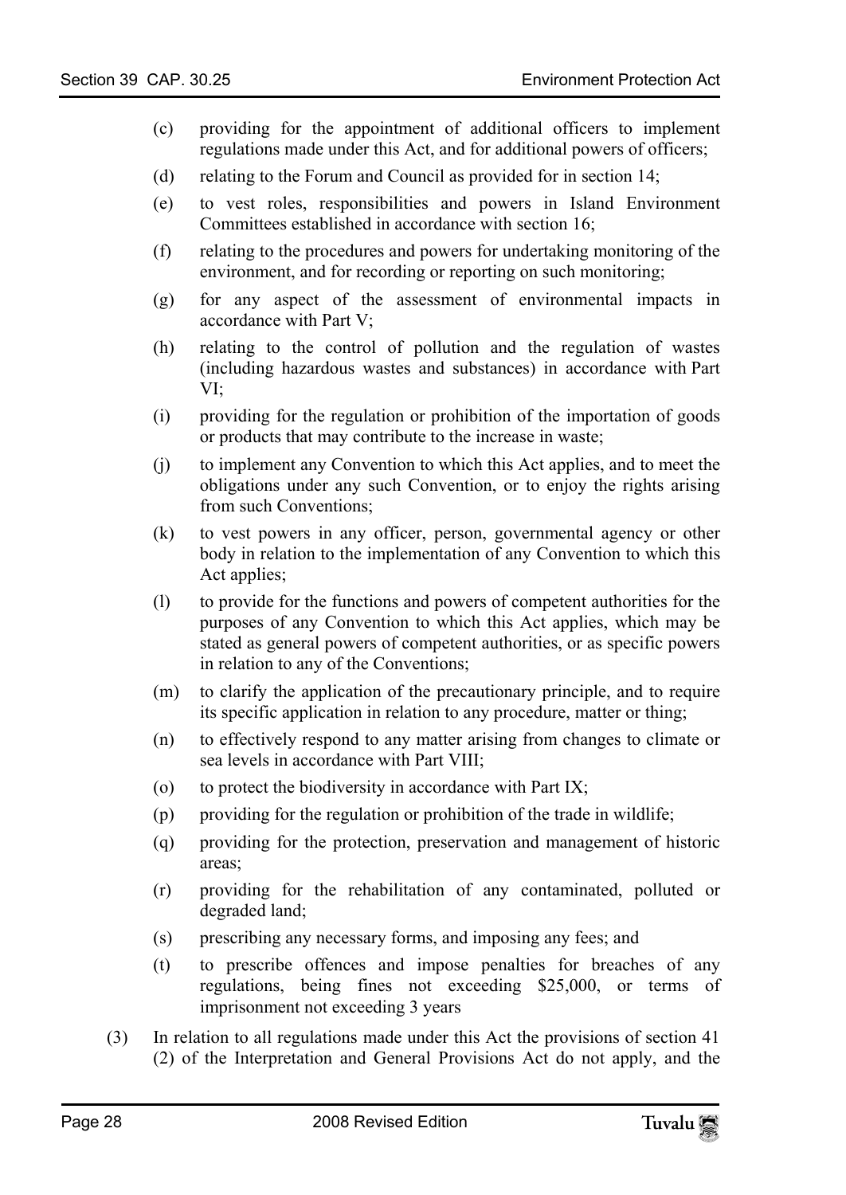(c) providing for the appointment of additional officers to implement regulations made under this Act, and for additional powers of officers;

(d) relating to the Forum and Council as provided for in section 14;

(e) to vest roles, responsibilities and powers in Island Environment Committees established in accordance with section 16;

(f) relating to the procedures and powers for undertaking monitoring of the environment, and for recording or reporting on such monitoring;

(g) for any aspect of the assessment of environmental impacts in accordance with Part V;

(h) relating to the control of pollution and the regulation of wastes (including hazardous wastes and substances) in accordance with Part VI;

(i) providing for the regulation or prohibition of the importation of goods or products that may contribute to the increase in waste;

(j) to implement any Convention to which this Act applies, and to meet the obligations under any such Convention, or to enjoy the rights arising from such Conventions;

(k) to vest powers in any officer, person, governmental agency or other body in relation to the implementation of any Convention to which this Act applies;

(l) to provide for the functions and powers of competent authorities for the purposes of any Convention to which this Act applies, which may be stated as general powers of competent authorities, or as specific powers in relation to any of the Conventions;

(m) to clarify the application of the precautionary principle, and to require its specific application in relation to any procedure, matter or thing;

(n) to effectively respond to any matter arising from changes to climate or sea levels in accordance with Part VIII;

(o) to protect the biodiversity in accordance with Part IX;

(p) providing for the regulation or prohibition of the trade in wildlife;

(q) providing for the protection, preservation and management of historic areas;

(r) providing for the rehabilitation of any contaminated, polluted or degraded land;

(s) prescribing any necessary forms, and imposing any fees; and

(t) to prescribe offences and impose penalties for breaches of any regulations, being fines not exceeding $25,000, or terms of imprisonment not exceeding 3 years

(3) In relation to all regulations made under this Act the provisions of section 41 (2) of the Interpretation and General Provisions Act do not apply, and the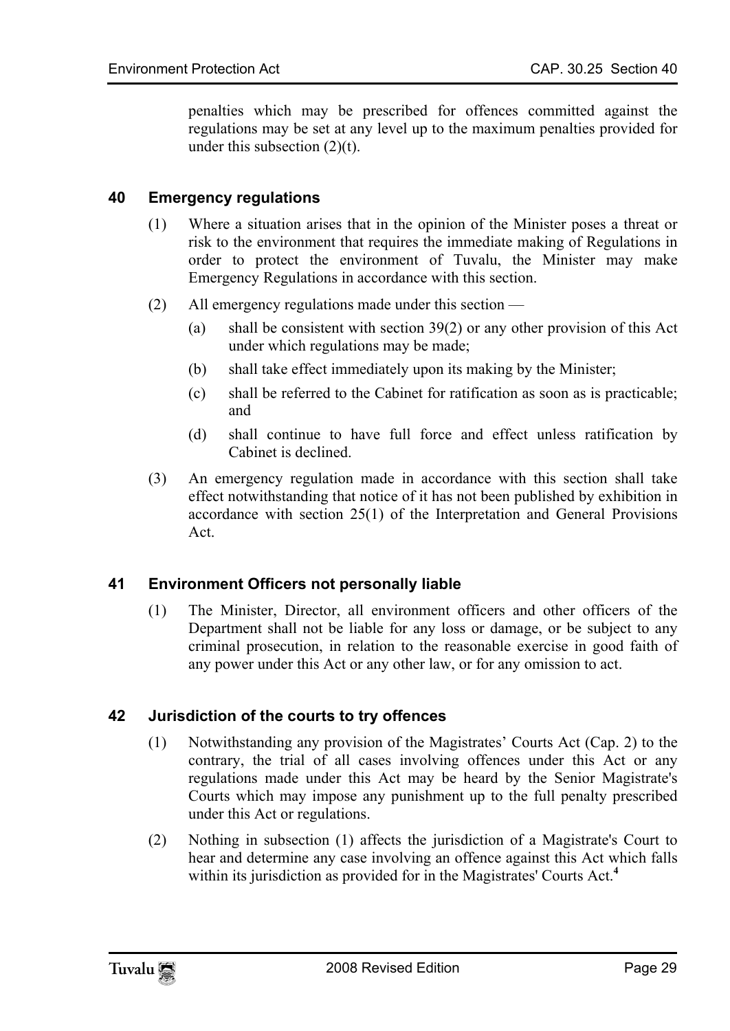penalties which may be prescribed for offences committed against the regulations may be set at any level up to the maximum penalties provided for under this subsection (2)(t).

## 40 Emergency regulations

(1) Where a situation arises that in the opinion of the Minister poses a threat or risk to the environment that requires the immediate making of Regulations in order to protect the environment of Tuvalu, the Minister may make Emergency Regulations in accordance with this section.

(2) All emergency regulations made under this section —

- (a) shall be consistent with section 39(2) or any other provision of this Act under which regulations may be made;
- (b) shall take effect immediately upon its making by the Minister;
- (c) shall be referred to the Cabinet for ratification as soon as is practicable; and
- (d) shall continue to have full force and effect unless ratification by Cabinet is declined.

(3) An emergency regulation made in accordance with this section shall take effect notwithstanding that notice of it has not been published by exhibition in accordance with section 25(1) of the Interpretation and General Provisions Act.

## 41 Environment Officers not personally liable

(1) The Minister, Director, all environment officers and other officers of the Department shall not be liable for any loss or damage, or be subject to any criminal prosecution, in relation to the reasonable exercise in good faith of any power under this Act or any other law, or for any omission to act.

## 42 Jurisdiction of the courts to try offences

(1) Notwithstanding any provision of the Magistrates' Courts Act (Cap. 2) to the contrary, the trial of all cases involving offences under this Act or any regulations made under this Act may be heard by the Senior Magistrate's Courts which may impose any punishment up to the full penalty prescribed under this Act or regulations.

(2) Nothing in subsection (1) affects the jurisdiction of a Magistrate's Court to hear and determine any case involving an offence against this Act which falls within its jurisdiction as provided for in the Magistrates' Courts Act.[4]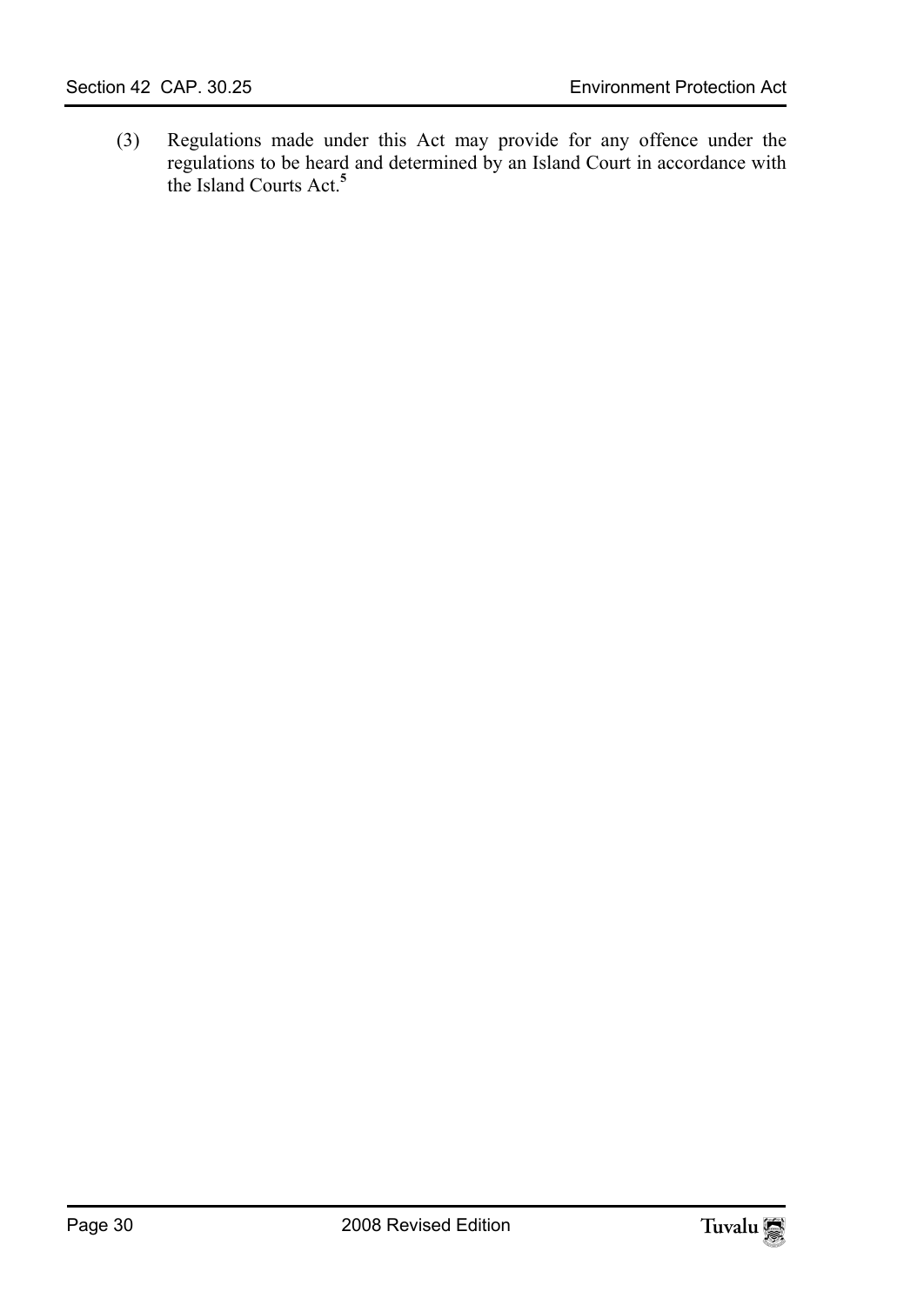(3) Regulations made under this Act may provide for any offence under the regulations to be heard and determined by an Island Court in accordance with the Island Courts Act.[5]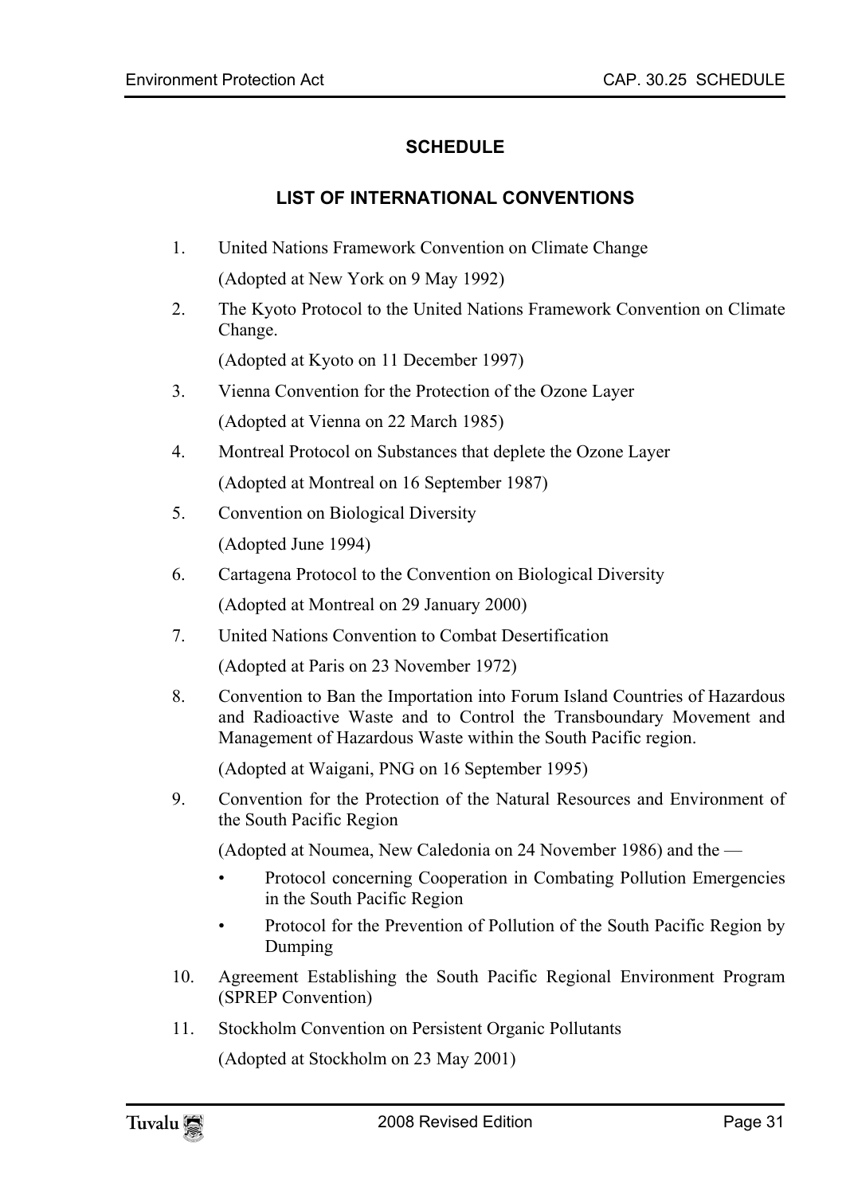## SCHEDULE

## LIST OF INTERNATIONAL CONVENTIONS

1. United Nations Framework Convention on Climate Change

   (Adopted at New York on 9 May 1992)

2. The Kyoto Protocol to the United Nations Framework Convention on Climate Change.

   (Adopted at Kyoto on 11 December 1997)

3. Vienna Convention for the Protection of the Ozone Layer

   (Adopted at Vienna on 22 March 1985)

4. Montreal Protocol on Substances that deplete the Ozone Layer

   (Adopted at Montreal on 16 September 1987)

5. Convention on Biological Diversity

   (Adopted June 1994)

6. Cartagena Protocol to the Convention on Biological Diversity

   (Adopted at Montreal on 29 January 2000)

7. United Nations Convention to Combat Desertification

   (Adopted at Paris on 23 November 1972)

8. Convention to Ban the Importation into Forum Island Countries of Hazardous and Radioactive Waste and to Control the Transboundary Movement and Management of Hazardous Waste within the South Pacific region.

   (Adopted at Waigani, PNG on 16 September 1995)

9. Convention for the Protection of the Natural Resources and Environment of the South Pacific Region

   (Adopted at Noumea, New Caledonia on 24 November 1986) and the —

   - Protocol concerning Cooperation in Combating Pollution Emergencies in the South Pacific Region
   - Protocol for the Prevention of Pollution of the South Pacific Region by Dumping

10. Agreement Establishing the South Pacific Regional Environment Program (SPREP Convention)

11. Stockholm Convention on Persistent Organic Pollutants

    (Adopted at Stockholm on 23 May 2001)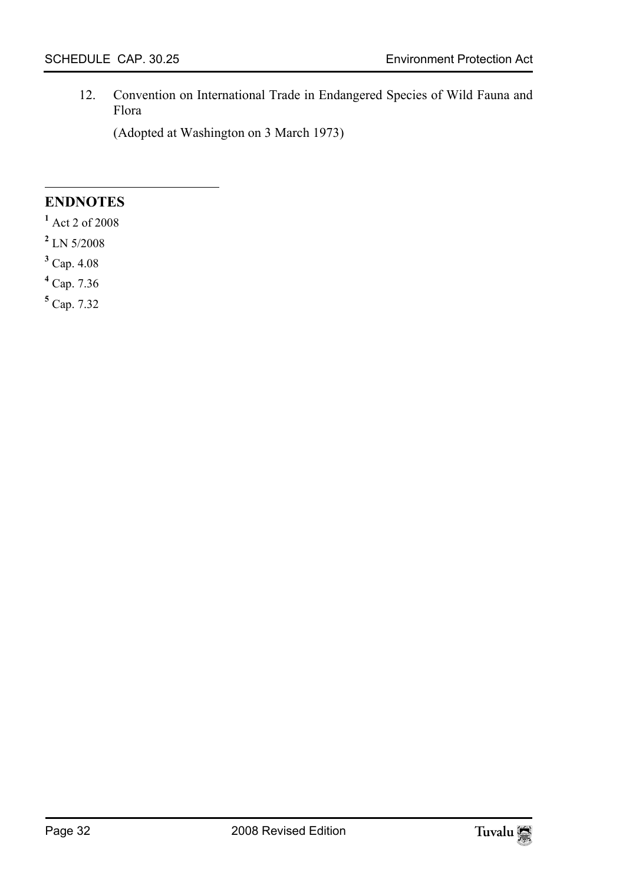12. Convention on International Trade in Endangered Species of Wild Fauna and Flora

    (Adopted at Washington on 3 March 1973)

---

## ENDNOTES

[1] Act 2 of 2008

[2] LN 5/2008

[3] Cap. 4.08

[4] Cap. 7.36

[5] Cap. 7.32